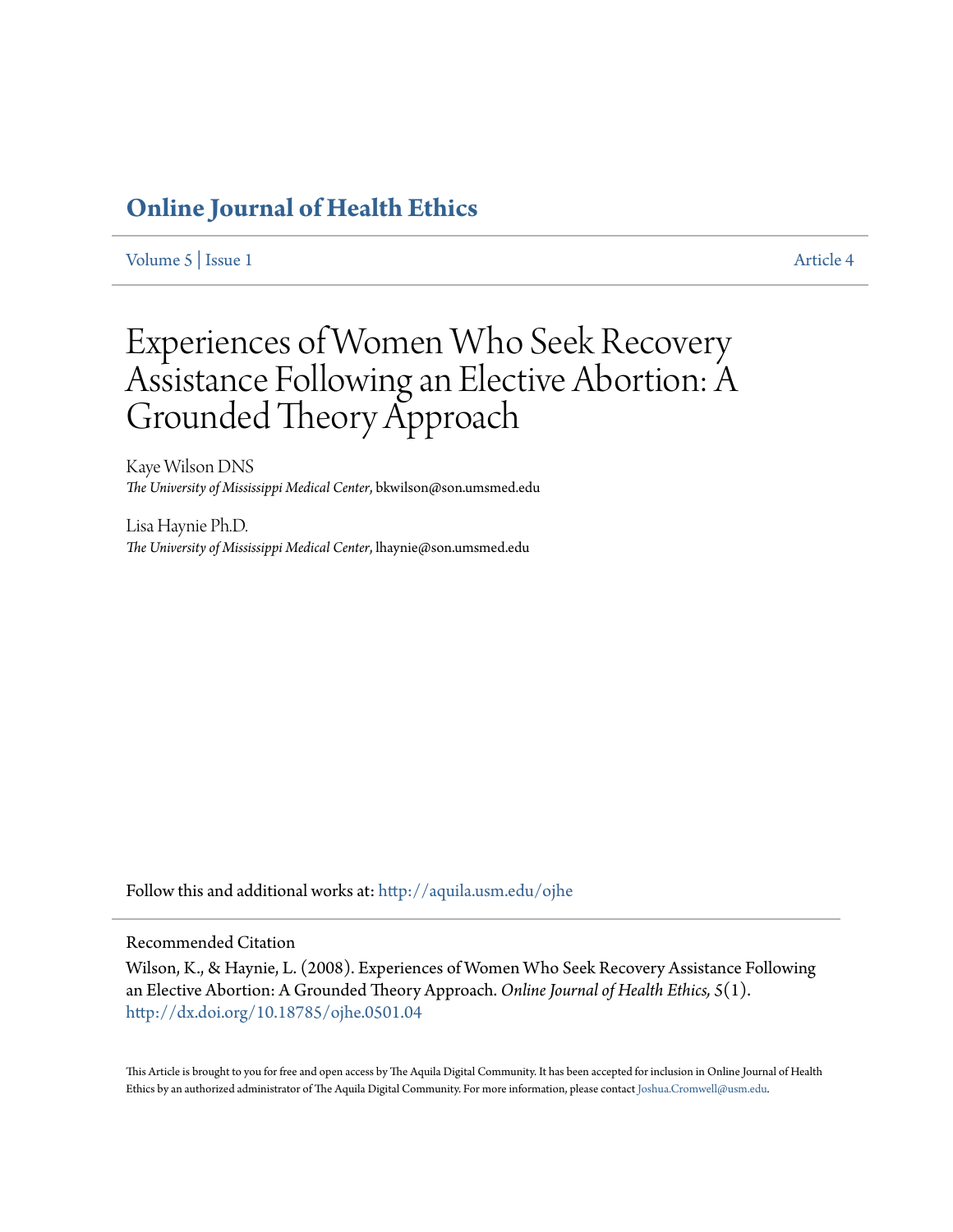# Online Journal of Health Ethics

Volume 5 | Issue 1 Article 4

# Experiences of Women Who Seek Recovery Assistance Following an Elective Abortion: A Grounded Theory Approach

Kaye Wilson DNS
*The University of Mississippi Medical Center*, bkwilson@son.umsmed.edu

Lisa Haynie Ph.D.
*The University of Mississippi Medical Center*, lhaynie@son.umsmed.edu

Follow this and additional works at: http://aquila.usm.edu/ojhe

Recommended Citation

Wilson, K., & Haynie, L. (2008). Experiences of Women Who Seek Recovery Assistance Following an Elective Abortion: A Grounded Theory Approach. *Online Journal of Health Ethics, 5*(1). http://dx.doi.org/10.18785/ojhe.0501.04

This Article is brought to you for free and open access by The Aquila Digital Community. It has been accepted for inclusion in Online Journal of Health Ethics by an authorized administrator of The Aquila Digital Community. For more information, please contact Joshua.Cromwell@usm.edu.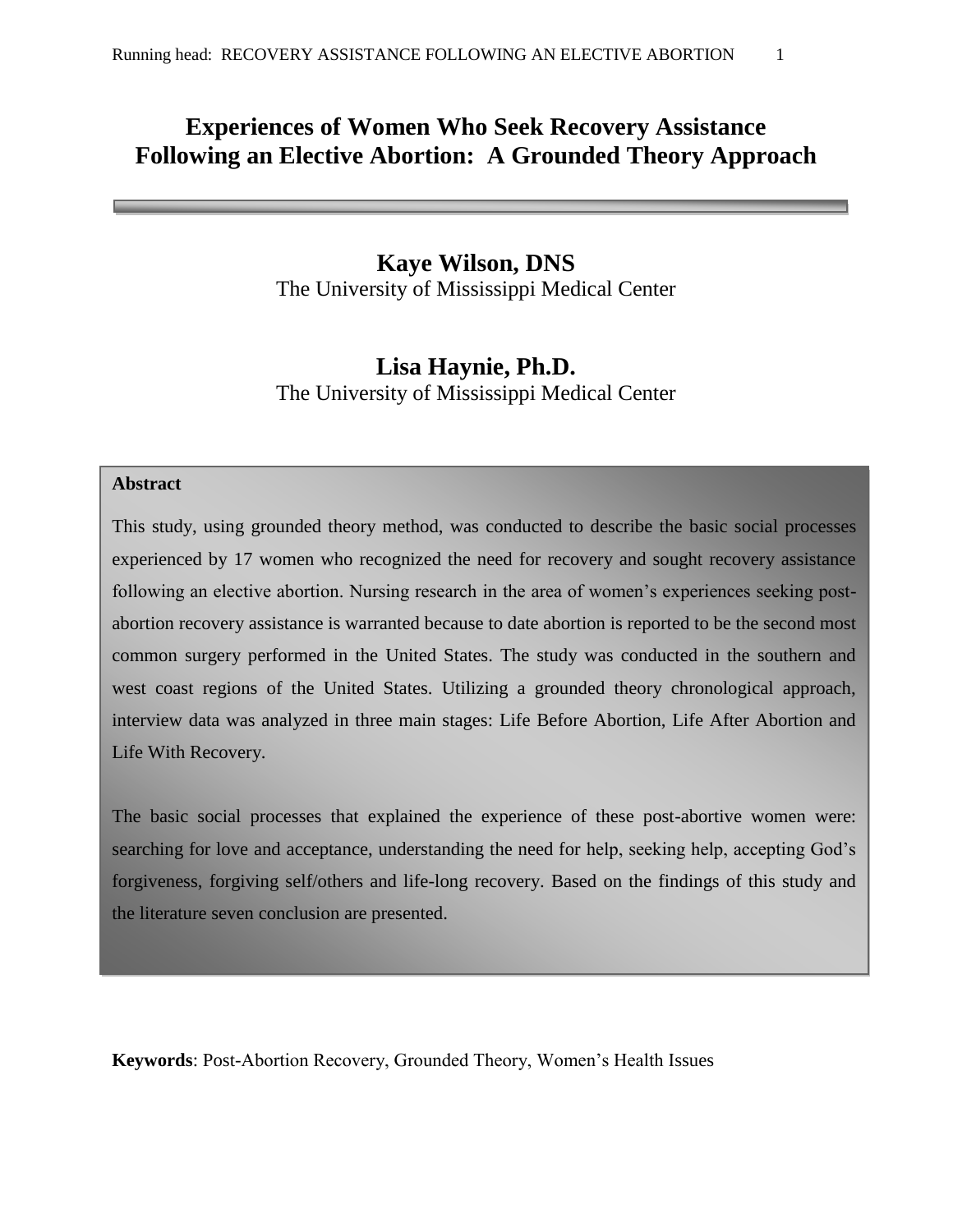# Experiences of Women Who Seek Recovery Assistance Following an Elective Abortion: A Grounded Theory Approach

**Kaye Wilson, DNS**
The University of Mississippi Medical Center

**Lisa Haynie, Ph.D.**
The University of Mississippi Medical Center

**Abstract**

This study, using grounded theory method, was conducted to describe the basic social processes experienced by 17 women who recognized the need for recovery and sought recovery assistance following an elective abortion. Nursing research in the area of women's experiences seeking post-abortion recovery assistance is warranted because to date abortion is reported to be the second most common surgery performed in the United States. The study was conducted in the southern and west coast regions of the United States. Utilizing a grounded theory chronological approach, interview data was analyzed in three main stages: Life Before Abortion, Life After Abortion and Life With Recovery.

The basic social processes that explained the experience of these post-abortive women were: searching for love and acceptance, understanding the need for help, seeking help, accepting God's forgiveness, forgiving self/others and life-long recovery. Based on the findings of this study and the literature seven conclusion are presented.

**Keywords**: Post-Abortion Recovery, Grounded Theory, Women's Health Issues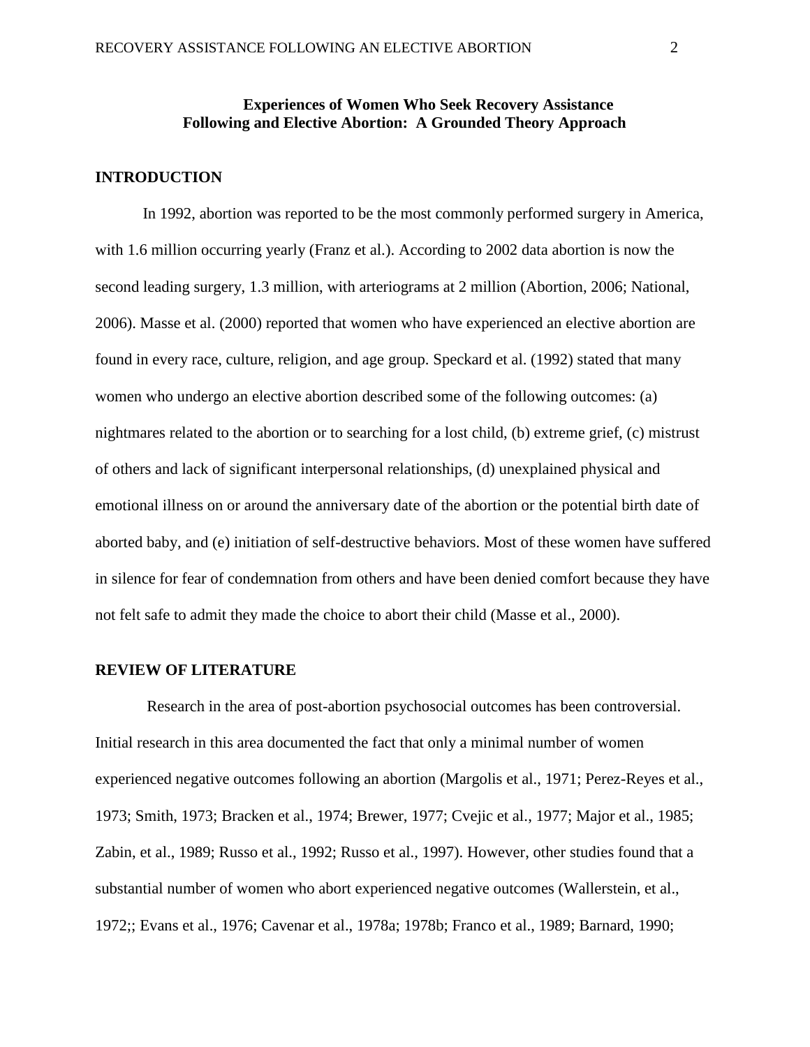**Experiences of Women Who Seek Recovery Assistance Following and Elective Abortion: A Grounded Theory Approach**

## INTRODUCTION

In 1992, abortion was reported to be the most commonly performed surgery in America, with 1.6 million occurring yearly (Franz et al.). According to 2002 data abortion is now the second leading surgery, 1.3 million, with arteriograms at 2 million (Abortion, 2006; National, 2006). Masse et al. (2000) reported that women who have experienced an elective abortion are found in every race, culture, religion, and age group. Speckard et al. (1992) stated that many women who undergo an elective abortion described some of the following outcomes: (a) nightmares related to the abortion or to searching for a lost child, (b) extreme grief, (c) mistrust of others and lack of significant interpersonal relationships, (d) unexplained physical and emotional illness on or around the anniversary date of the abortion or the potential birth date of aborted baby, and (e) initiation of self-destructive behaviors. Most of these women have suffered in silence for fear of condemnation from others and have been denied comfort because they have not felt safe to admit they made the choice to abort their child (Masse et al., 2000).

## REVIEW OF LITERATURE

Research in the area of post-abortion psychosocial outcomes has been controversial. Initial research in this area documented the fact that only a minimal number of women experienced negative outcomes following an abortion (Margolis et al., 1971; Perez-Reyes et al., 1973; Smith, 1973; Bracken et al., 1974; Brewer, 1977; Cvejic et al., 1977; Major et al., 1985; Zabin, et al., 1989; Russo et al., 1992; Russo et al., 1997). However, other studies found that a substantial number of women who abort experienced negative outcomes (Wallerstein, et al., 1972;; Evans et al., 1976; Cavenar et al., 1978a; 1978b; Franco et al., 1989; Barnard, 1990;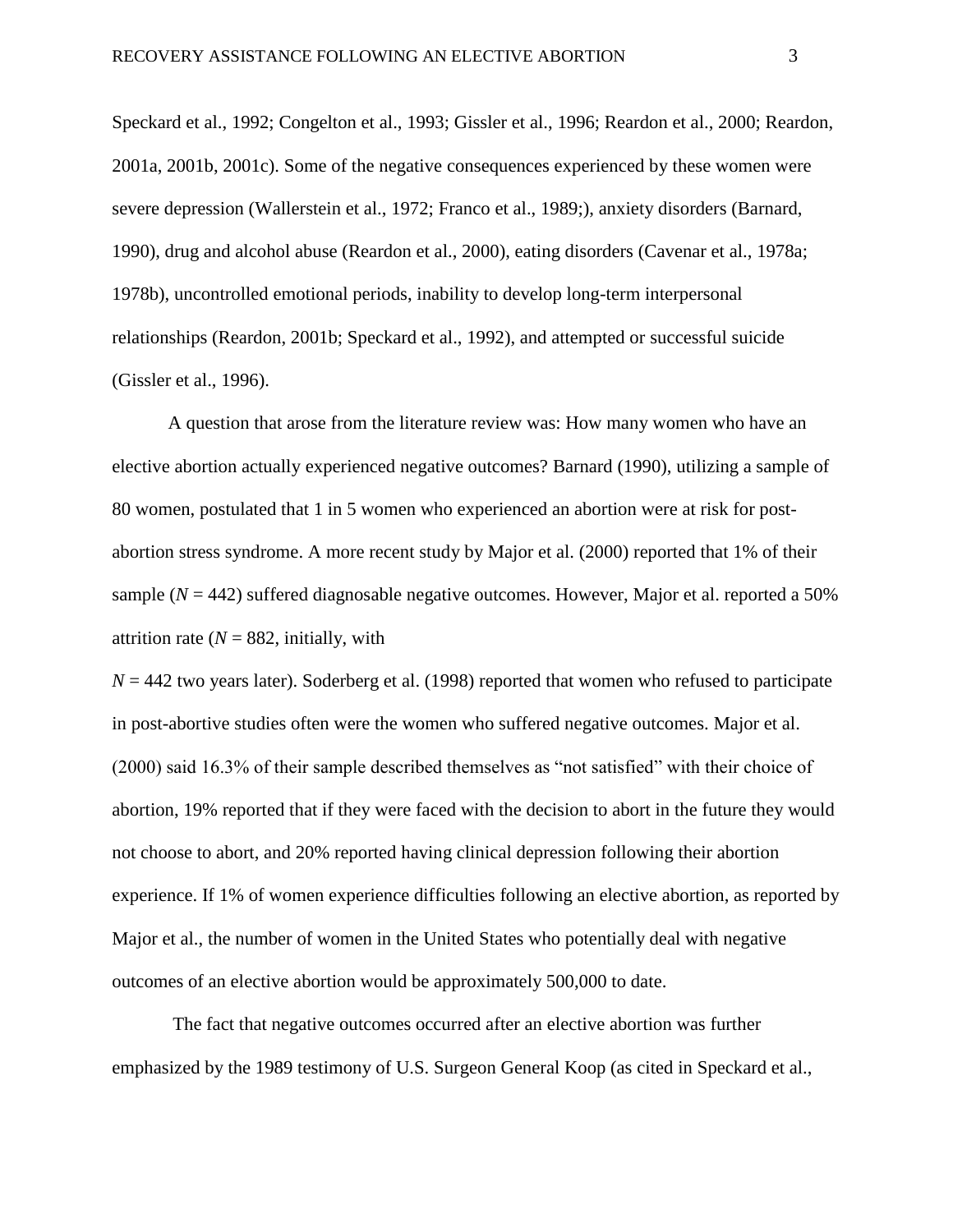Speckard et al., 1992; Congelton et al., 1993; Gissler et al., 1996; Reardon et al., 2000; Reardon, 2001a, 2001b, 2001c). Some of the negative consequences experienced by these women were severe depression (Wallerstein et al., 1972; Franco et al., 1989;), anxiety disorders (Barnard, 1990), drug and alcohol abuse (Reardon et al., 2000), eating disorders (Cavenar et al., 1978a; 1978b), uncontrolled emotional periods, inability to develop long-term interpersonal relationships (Reardon, 2001b; Speckard et al., 1992), and attempted or successful suicide (Gissler et al., 1996).

A question that arose from the literature review was: How many women who have an elective abortion actually experienced negative outcomes? Barnard (1990), utilizing a sample of 80 women, postulated that 1 in 5 women who experienced an abortion were at risk for post-abortion stress syndrome. A more recent study by Major et al. (2000) reported that 1% of their sample ($N$ = 442) suffered diagnosable negative outcomes. However, Major et al. reported a 50% attrition rate ($N$ = 882, initially, with $N$ = 442 two years later). Soderberg et al. (1998) reported that women who refused to participate in post-abortive studies often were the women who suffered negative outcomes. Major et al. (2000) said 16.3% of their sample described themselves as "not satisfied" with their choice of abortion, 19% reported that if they were faced with the decision to abort in the future they would not choose to abort, and 20% reported having clinical depression following their abortion experience. If 1% of women experience difficulties following an elective abortion, as reported by Major et al., the number of women in the United States who potentially deal with negative outcomes of an elective abortion would be approximately 500,000 to date.

The fact that negative outcomes occurred after an elective abortion was further emphasized by the 1989 testimony of U.S. Surgeon General Koop (as cited in Speckard et al.,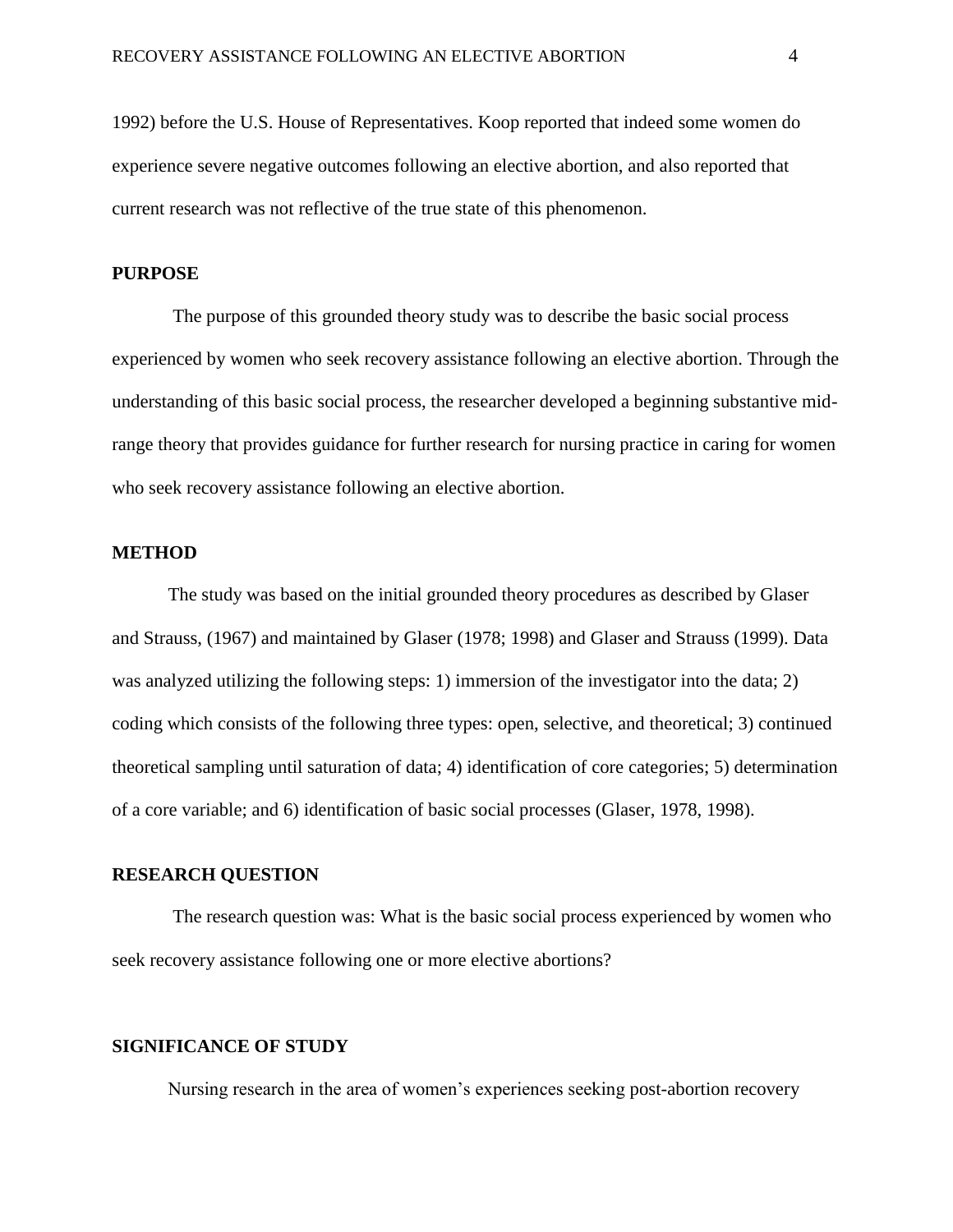1992) before the U.S. House of Representatives. Koop reported that indeed some women do experience severe negative outcomes following an elective abortion, and also reported that current research was not reflective of the true state of this phenomenon.

## PURPOSE

The purpose of this grounded theory study was to describe the basic social process experienced by women who seek recovery assistance following an elective abortion. Through the understanding of this basic social process, the researcher developed a beginning substantive mid-range theory that provides guidance for further research for nursing practice in caring for women who seek recovery assistance following an elective abortion.

## METHOD

The study was based on the initial grounded theory procedures as described by Glaser and Strauss, (1967) and maintained by Glaser (1978; 1998) and Glaser and Strauss (1999). Data was analyzed utilizing the following steps: 1) immersion of the investigator into the data; 2) coding which consists of the following three types: open, selective, and theoretical; 3) continued theoretical sampling until saturation of data; 4) identification of core categories; 5) determination of a core variable; and 6) identification of basic social processes (Glaser, 1978, 1998).

## RESEARCH QUESTION

The research question was: What is the basic social process experienced by women who seek recovery assistance following one or more elective abortions?

## SIGNIFICANCE OF STUDY

Nursing research in the area of women's experiences seeking post-abortion recovery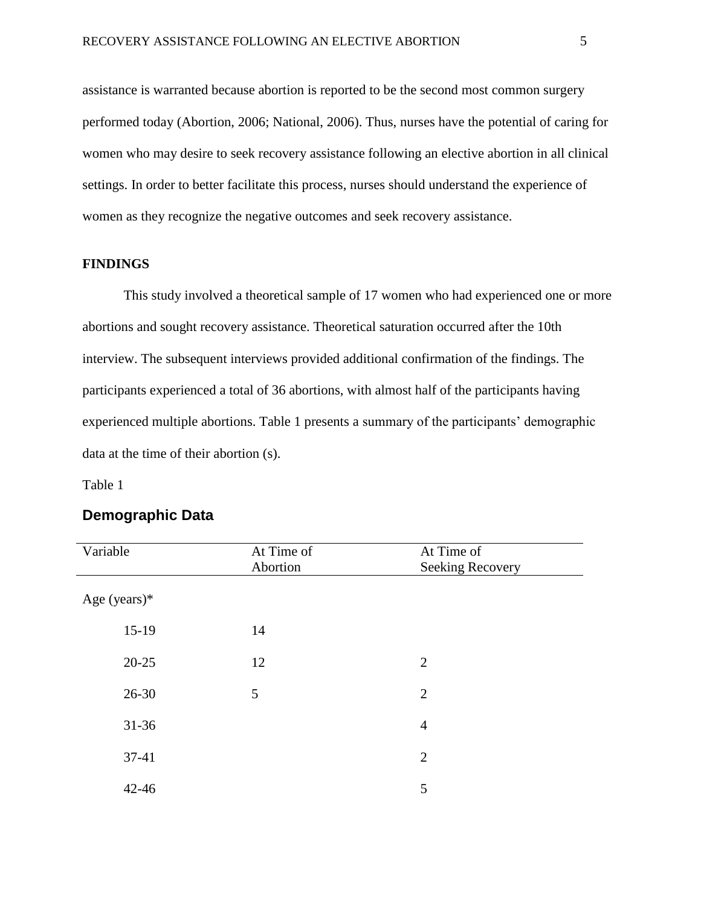assistance is warranted because abortion is reported to be the second most common surgery performed today (Abortion, 2006; National, 2006). Thus, nurses have the potential of caring for women who may desire to seek recovery assistance following an elective abortion in all clinical settings. In order to better facilitate this process, nurses should understand the experience of women as they recognize the negative outcomes and seek recovery assistance.

## FINDINGS

This study involved a theoretical sample of 17 women who had experienced one or more abortions and sought recovery assistance. Theoretical saturation occurred after the 10th interview. The subsequent interviews provided additional confirmation of the findings. The participants experienced a total of 36 abortions, with almost half of the participants having experienced multiple abortions. Table 1 presents a summary of the participants' demographic data at the time of their abortion (s).

Table 1

### Demographic Data

| Variable | At Time of Abortion | At Time of Seeking Recovery |
|---|---|---|
| Age (years)* | | |
| 15-19 | 14 | |
| 20-25 | 12 | 2 |
| 26-30 | 5 | 2 |
| 31-36 | | 4 |
| 37-41 | | 2 |
| 42-46 | | 5 |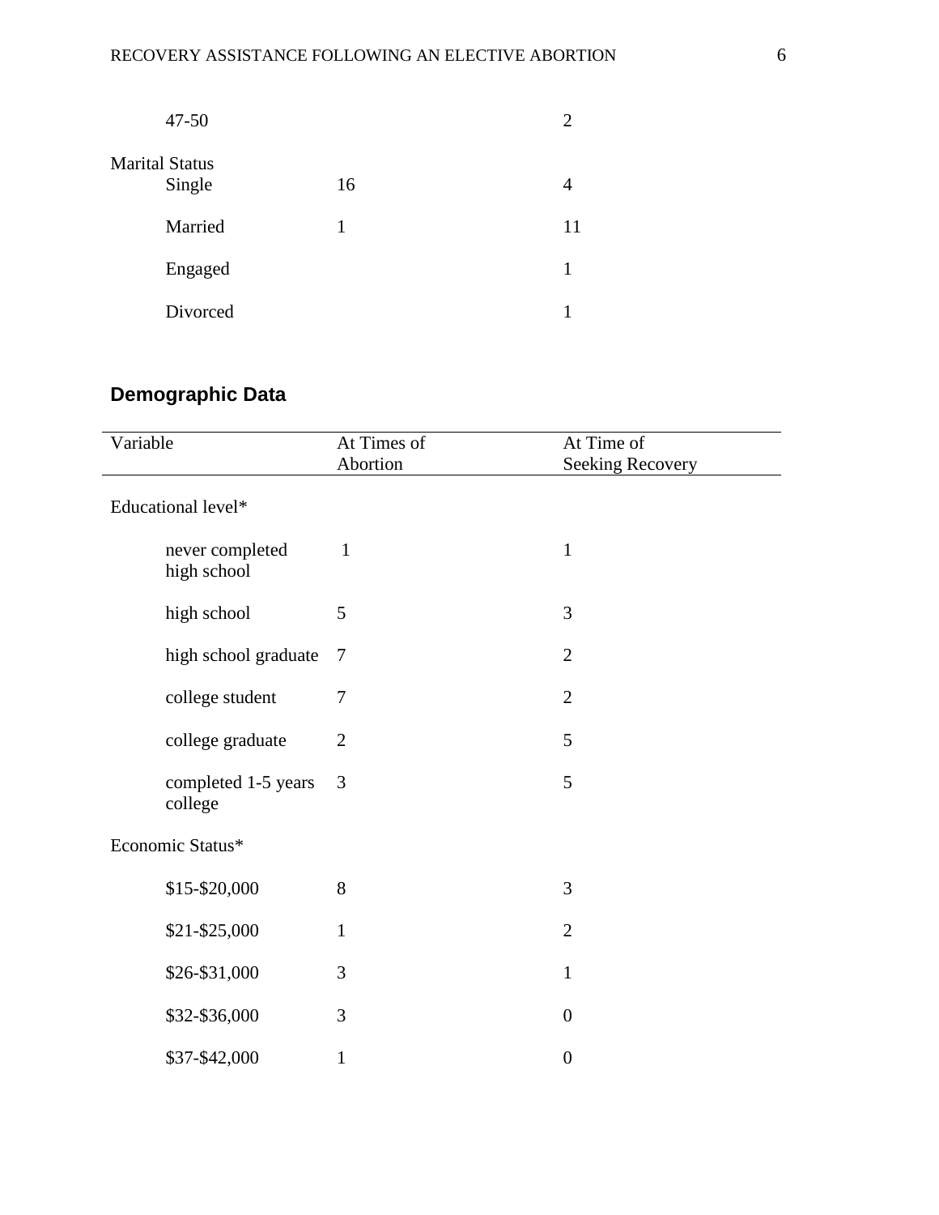| | | |
|---|---|---|
| 47-50 | | 2 |
| Marital Status | | |
| Single | 16 | 4 |
| Married | 1 | 11 |
| Engaged | | 1 |
| Divorced | | 1 |

## Demographic Data

| Variable | At Times of Abortion | At Time of Seeking Recovery |
|---|---|---|
| Educational level* | | |
| never completed high school | 1 | 1 |
| high school | 5 | 3 |
| high school graduate | 7 | 2 |
| college student | 7 | 2 |
| college graduate | 2 | 5 |
| completed 1-5 years college | 3 | 5 |
| Economic Status* | | |
| $15-$20,000 | 8 | 3 |
| $21-$25,000 | 1 | 2 |
| $26-$31,000 | 3 | 1 |
| $32-$36,000 | 3 | 0 |
| $37-$42,000 | 1 | 0 |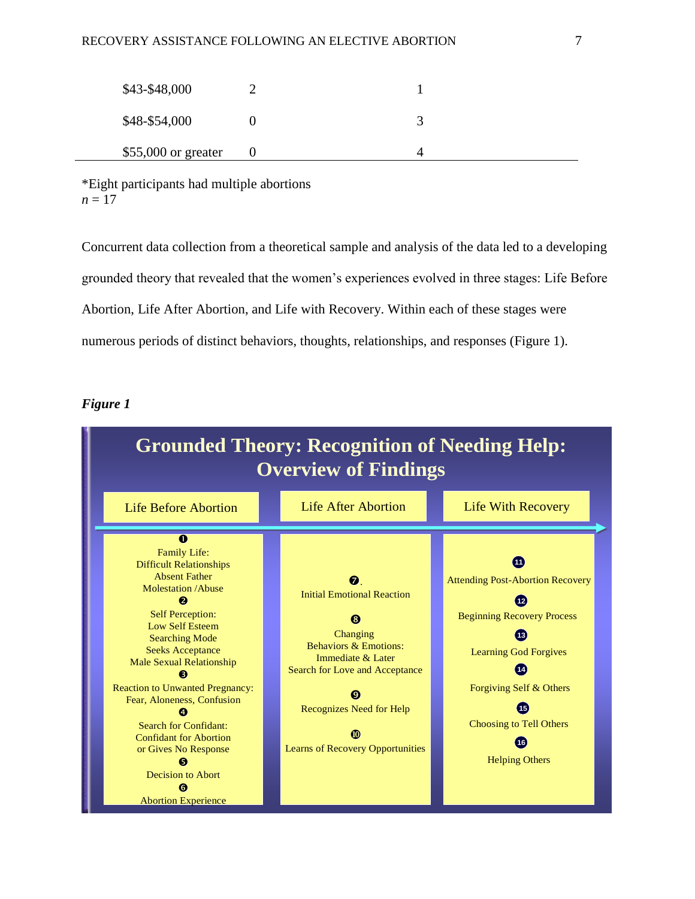| | | |
|---|---|---|
| $43-$48,000 | 2 | 1 |
| $48-$54,000 | 0 | 3 |
| $55,000 or greater | 0 | 4 |

*Eight participants had multiple abortions
*n* = 17

Concurrent data collection from a theoretical sample and analysis of the data led to a developing grounded theory that revealed that the women's experiences evolved in three stages: Life Before Abortion, Life After Abortion, and Life with Recovery. Within each of these stages were numerous periods of distinct behaviors, thoughts, relationships, and responses (Figure 1).

***Figure 1***

**Grounded Theory: Recognition of Needing Help: Overview of Findings**

| Life Before Abortion | Life After Abortion | Life With Recovery |
|---|---|---|
| ❶ Family Life: Difficult Relationships, Absent Father, Molestation /Abuse | ❼. Initial Emotional Reaction | ⓫ Attending Post-Abortion Recovery |
| ❷ Self Perception: Low Self Esteem, Searching Mode, Seeks Acceptance, Male Sexual Relationship | ❽ Changing Behaviors & Emotions: Immediate & Later, Search for Love and Acceptance | ⓬ Beginning Recovery Process |
| ❸ Reaction to Unwanted Pregnancy: Fear, Aloneness, Confusion | ❾ Recognizes Need for Help | ⓭ Learning God Forgives |
| ❹ Search for Confidant: Confidant for Abortion or Gives No Response | ❿ Learns of Recovery Opportunities | ⓮ Forgiving Self & Others |
| ❺ Decision to Abort | | ⓯ Choosing to Tell Others |
| ❻ Abortion Experience | | ⓰ Helping Others |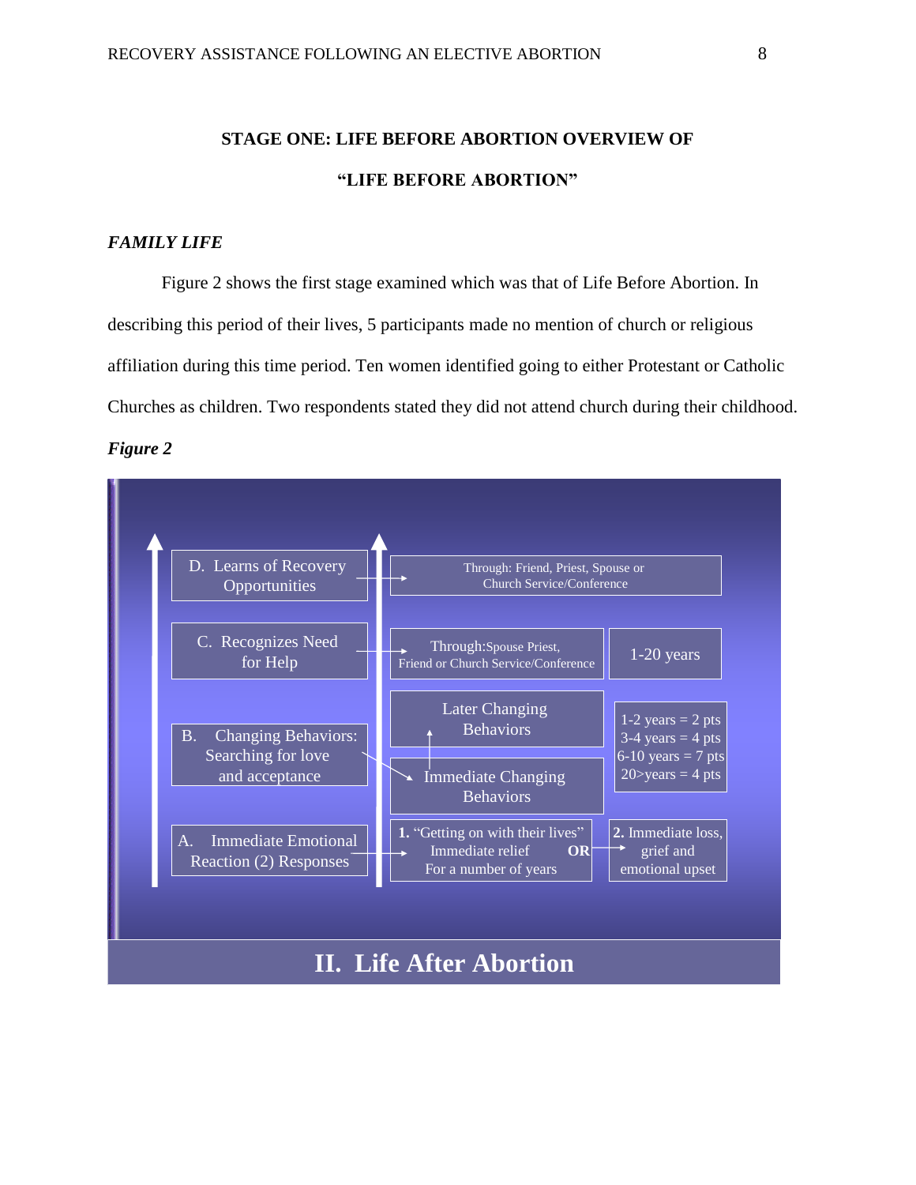## STAGE ONE: LIFE BEFORE ABORTION OVERVIEW OF "LIFE BEFORE ABORTION"

### *FAMILY LIFE*

Figure 2 shows the first stage examined which was that of Life Before Abortion. In describing this period of their lives, 5 participants made no mention of church or religious affiliation during this time period. Ten women identified going to either Protestant or Catholic Churches as children. Two respondents stated they did not attend church during their childhood.

***Figure 2***

D. Learns of Recovery Opportunities → Through: Friend, Priest, Spouse or Church Service/Conference

C. Recognizes Need for Help → Through: Spouse Priest, Friend or Church Service/Conference | 1-20 years

B. Changing Behaviors: Searching for love and acceptance → Immediate Changing Behaviors → Later Changing Behaviors | 1-2 years = 2 pts, 3-4 years = 4 pts, 6-10 years = 7 pts, 20>years = 4 pts

A. Immediate Emotional Reaction (2) Responses → **1.** "Getting on with their lives" Immediate relief For a number of years **OR** → **2.** Immediate loss, grief and emotional upset

**II. Life After Abortion**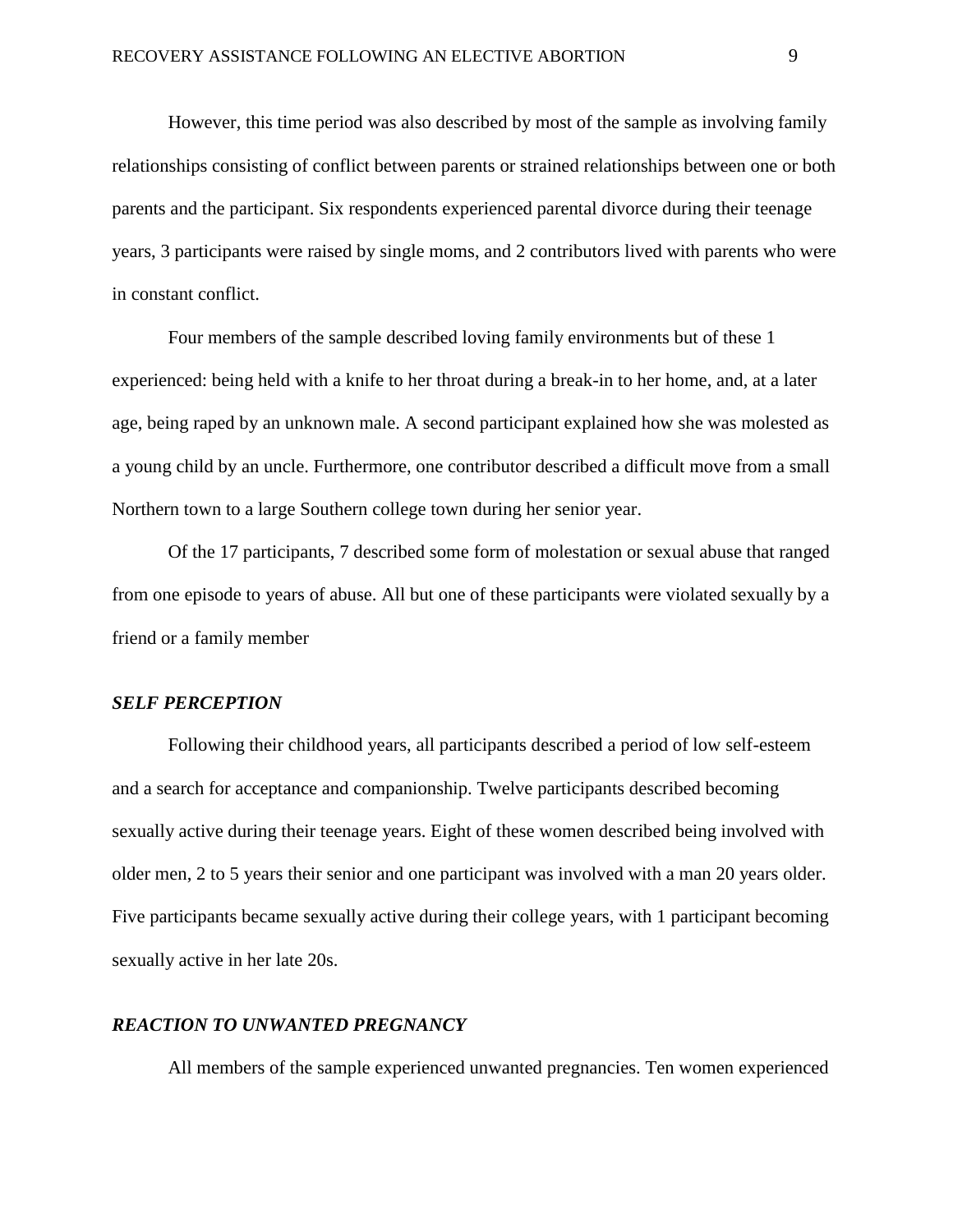However, this time period was also described by most of the sample as involving family relationships consisting of conflict between parents or strained relationships between one or both parents and the participant. Six respondents experienced parental divorce during their teenage years, 3 participants were raised by single moms, and 2 contributors lived with parents who were in constant conflict.

Four members of the sample described loving family environments but of these 1 experienced: being held with a knife to her throat during a break-in to her home, and, at a later age, being raped by an unknown male. A second participant explained how she was molested as a young child by an uncle. Furthermore, one contributor described a difficult move from a small Northern town to a large Southern college town during her senior year.

Of the 17 participants, 7 described some form of molestation or sexual abuse that ranged from one episode to years of abuse. All but one of these participants were violated sexually by a friend or a family member

### *SELF PERCEPTION*

Following their childhood years, all participants described a period of low self-esteem and a search for acceptance and companionship. Twelve participants described becoming sexually active during their teenage years. Eight of these women described being involved with older men, 2 to 5 years their senior and one participant was involved with a man 20 years older. Five participants became sexually active during their college years, with 1 participant becoming sexually active in her late 20s.

### *REACTION TO UNWANTED PREGNANCY*

All members of the sample experienced unwanted pregnancies. Ten women experienced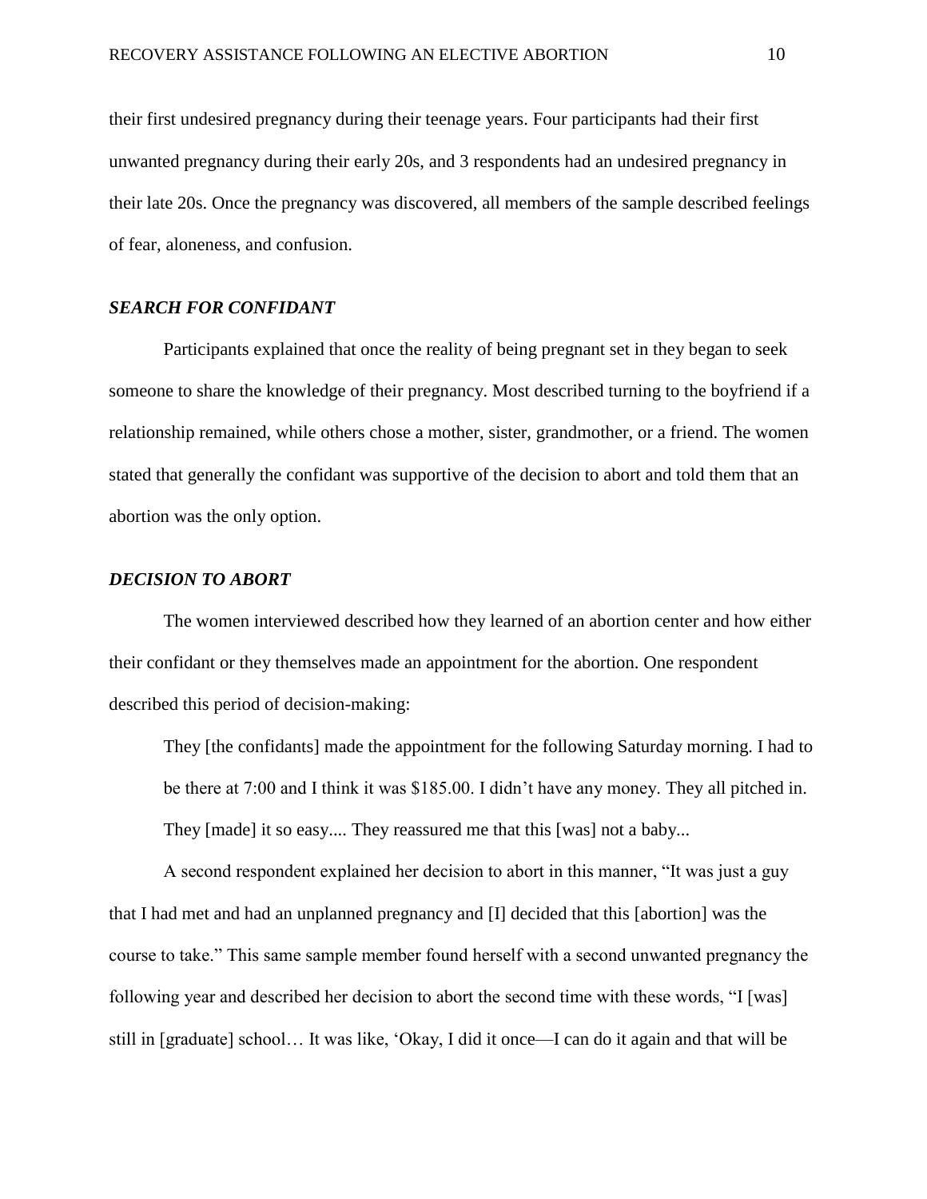their first undesired pregnancy during their teenage years. Four participants had their first unwanted pregnancy during their early 20s, and 3 respondents had an undesired pregnancy in their late 20s. Once the pregnancy was discovered, all members of the sample described feelings of fear, aloneness, and confusion.

### *SEARCH FOR CONFIDANT*

Participants explained that once the reality of being pregnant set in they began to seek someone to share the knowledge of their pregnancy. Most described turning to the boyfriend if a relationship remained, while others chose a mother, sister, grandmother, or a friend. The women stated that generally the confidant was supportive of the decision to abort and told them that an abortion was the only option.

### *DECISION TO ABORT*

The women interviewed described how they learned of an abortion center and how either their confidant or they themselves made an appointment for the abortion. One respondent described this period of decision-making:

> They [the confidants] made the appointment for the following Saturday morning. I had to be there at 7:00 and I think it was $185.00. I didn't have any money. They all pitched in. They [made] it so easy.... They reassured me that this [was] not a baby...

A second respondent explained her decision to abort in this manner, "It was just a guy that I had met and had an unplanned pregnancy and [I] decided that this [abortion] was the course to take." This same sample member found herself with a second unwanted pregnancy the following year and described her decision to abort the second time with these words, "I [was] still in [graduate] school… It was like, 'Okay, I did it once—I can do it again and that will be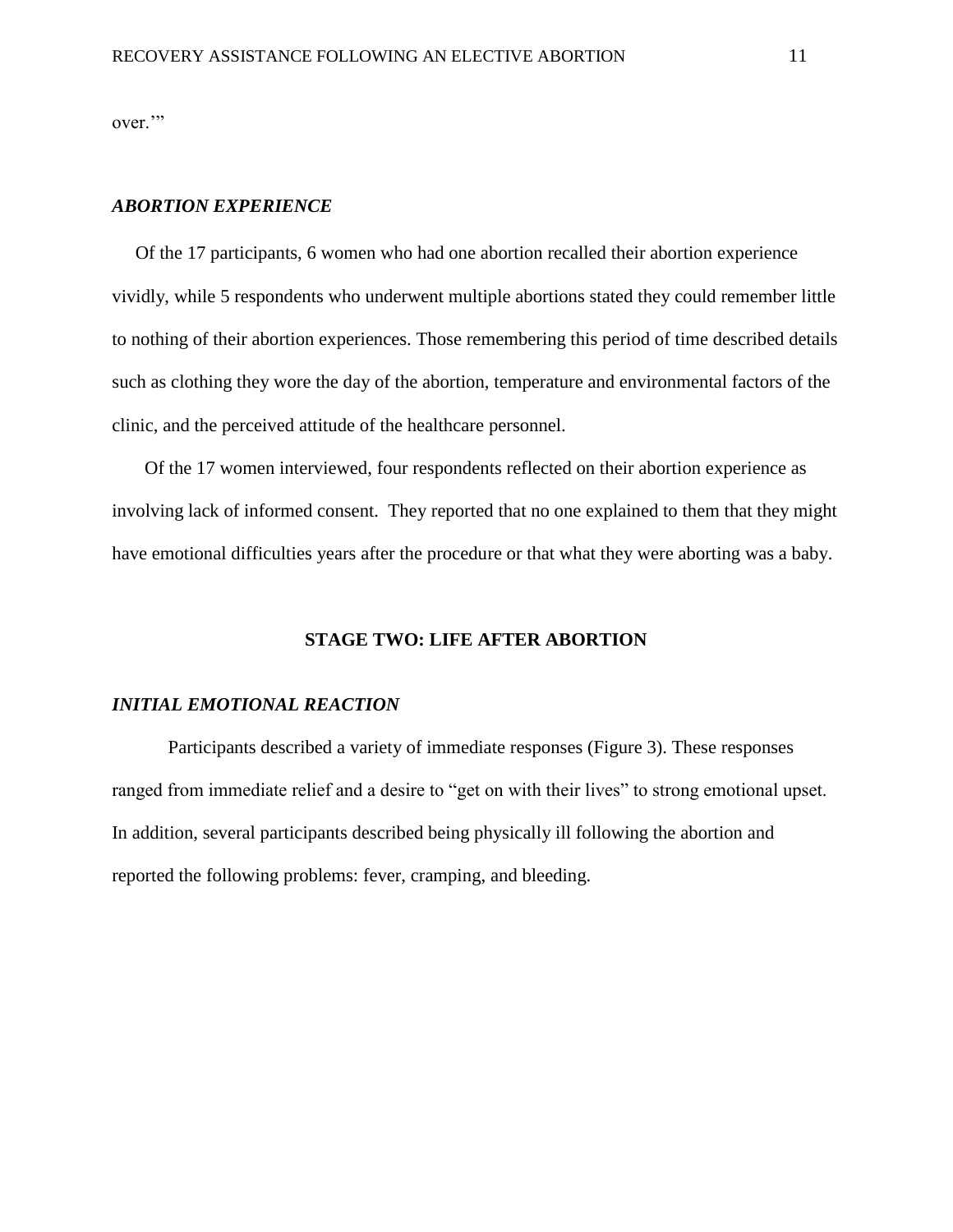over.'"

### *ABORTION EXPERIENCE*

Of the 17 participants, 6 women who had one abortion recalled their abortion experience vividly, while 5 respondents who underwent multiple abortions stated they could remember little to nothing of their abortion experiences. Those remembering this period of time described details such as clothing they wore the day of the abortion, temperature and environmental factors of the clinic, and the perceived attitude of the healthcare personnel.

Of the 17 women interviewed, four respondents reflected on their abortion experience as involving lack of informed consent. They reported that no one explained to them that they might have emotional difficulties years after the procedure or that what they were aborting was a baby.

## STAGE TWO: LIFE AFTER ABORTION

### *INITIAL EMOTIONAL REACTION*

Participants described a variety of immediate responses (Figure 3). These responses ranged from immediate relief and a desire to "get on with their lives" to strong emotional upset. In addition, several participants described being physically ill following the abortion and reported the following problems: fever, cramping, and bleeding.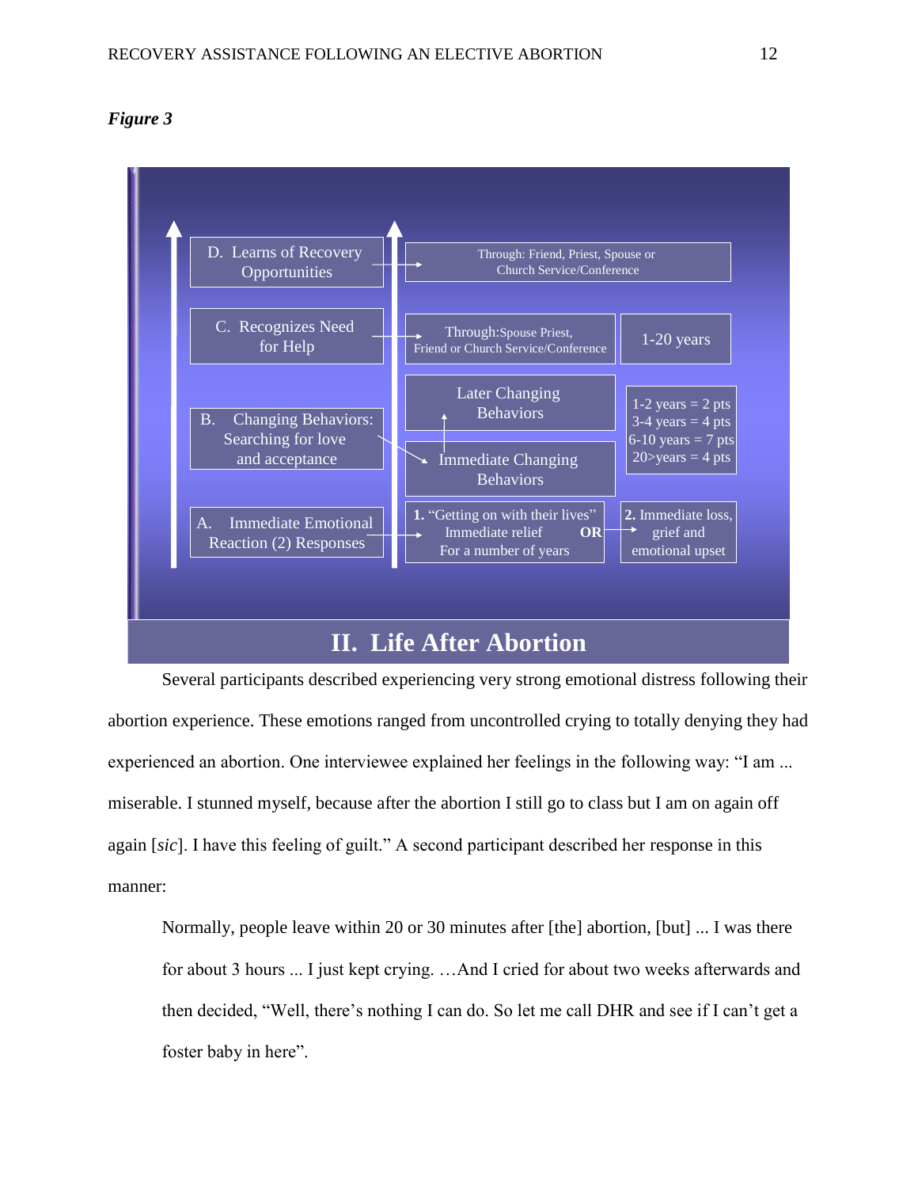***Figure 3***

D. Learns of Recovery Opportunities → Through: Friend, Priest, Spouse or Church Service/Conference

C. Recognizes Need for Help → Through: Spouse Priest, Friend or Church Service/Conference | 1-20 years

B. Changing Behaviors: Searching for love and acceptance → Immediate Changing Behaviors → Later Changing Behaviors | 1-2 years = 2 pts; 3-4 years = 4 pts; 6-10 years = 7 pts; 20>years = 4 pts

A. Immediate Emotional Reaction (2) Responses → **1.** "Getting on with their lives" Immediate relief For a number of years **OR** → **2.** Immediate loss, grief and emotional upset

**II. Life After Abortion**

Several participants described experiencing very strong emotional distress following their abortion experience. These emotions ranged from uncontrolled crying to totally denying they had experienced an abortion. One interviewee explained her feelings in the following way: "I am ... miserable. I stunned myself, because after the abortion I still go to class but I am on again off again [*sic*]. I have this feeling of guilt." A second participant described her response in this manner:

> Normally, people leave within 20 or 30 minutes after [the] abortion, [but] ... I was there for about 3 hours ... I just kept crying. …And I cried for about two weeks afterwards and then decided, "Well, there's nothing I can do. So let me call DHR and see if I can't get a foster baby in here".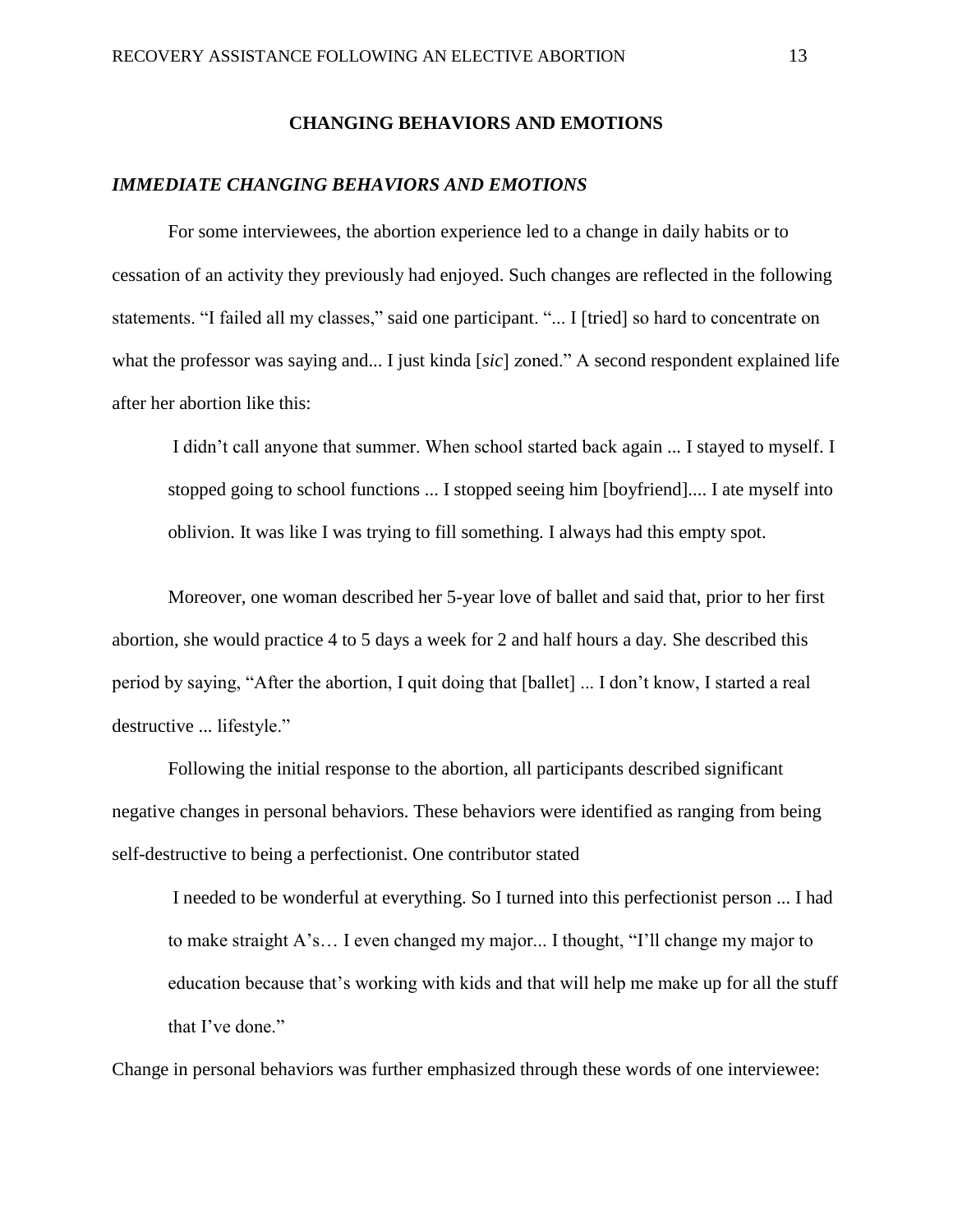## CHANGING BEHAVIORS AND EMOTIONS

### *IMMEDIATE CHANGING BEHAVIORS AND EMOTIONS*

For some interviewees, the abortion experience led to a change in daily habits or to cessation of an activity they previously had enjoyed. Such changes are reflected in the following statements. "I failed all my classes," said one participant. "... I [tried] so hard to concentrate on what the professor was saying and... I just kinda [*sic*] zoned." A second respondent explained life after her abortion like this:

> I didn't call anyone that summer. When school started back again ... I stayed to myself. I stopped going to school functions ... I stopped seeing him [boyfriend].... I ate myself into oblivion. It was like I was trying to fill something. I always had this empty spot.

Moreover, one woman described her 5-year love of ballet and said that, prior to her first abortion, she would practice 4 to 5 days a week for 2 and half hours a day. She described this period by saying, "After the abortion, I quit doing that [ballet] ... I don't know, I started a real destructive ... lifestyle."

Following the initial response to the abortion, all participants described significant negative changes in personal behaviors. These behaviors were identified as ranging from being self-destructive to being a perfectionist. One contributor stated

> I needed to be wonderful at everything. So I turned into this perfectionist person ... I had to make straight A's… I even changed my major... I thought, "I'll change my major to education because that's working with kids and that will help me make up for all the stuff that I've done."

Change in personal behaviors was further emphasized through these words of one interviewee: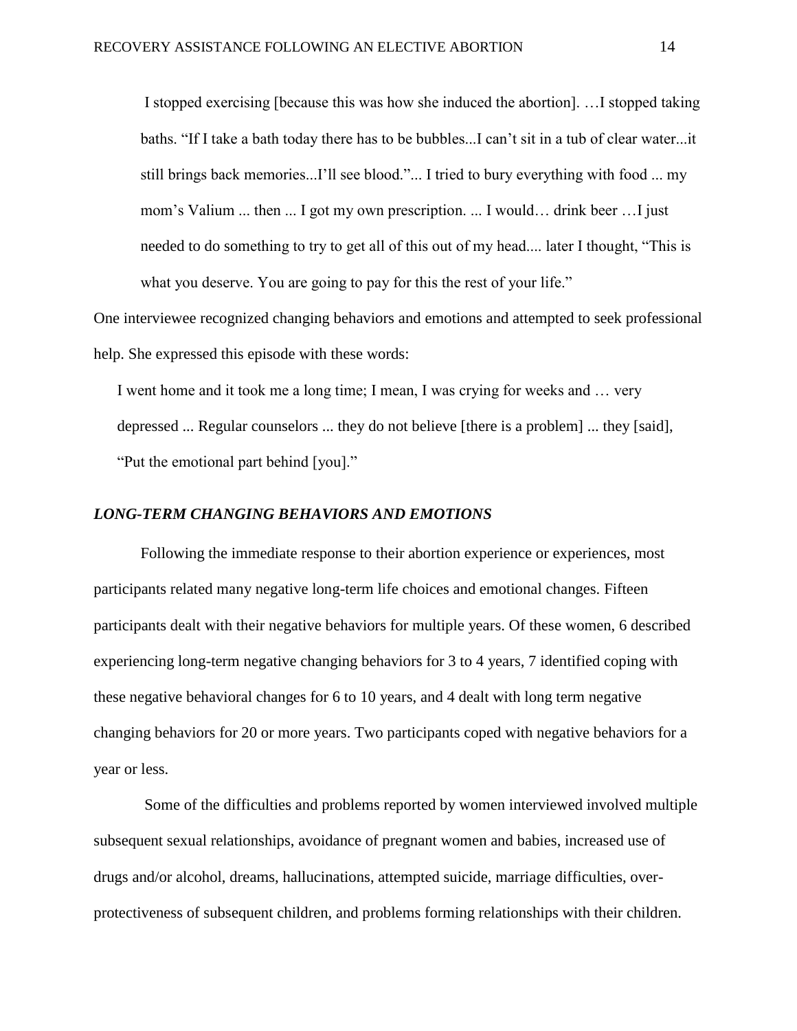I stopped exercising [because this was how she induced the abortion]. …I stopped taking baths. "If I take a bath today there has to be bubbles...I can't sit in a tub of clear water...it still brings back memories...I'll see blood."... I tried to bury everything with food ... my mom's Valium ... then ... I got my own prescription. ... I would… drink beer …I just needed to do something to try to get all of this out of my head.... later I thought, "This is what you deserve. You are going to pay for this the rest of your life."

One interviewee recognized changing behaviors and emotions and attempted to seek professional help. She expressed this episode with these words:

I went home and it took me a long time; I mean, I was crying for weeks and … very depressed ... Regular counselors ... they do not believe [there is a problem] ... they [said], "Put the emotional part behind [you]."

### *LONG-TERM CHANGING BEHAVIORS AND EMOTIONS*

Following the immediate response to their abortion experience or experiences, most participants related many negative long-term life choices and emotional changes. Fifteen participants dealt with their negative behaviors for multiple years. Of these women, 6 described experiencing long-term negative changing behaviors for 3 to 4 years, 7 identified coping with these negative behavioral changes for 6 to 10 years, and 4 dealt with long term negative changing behaviors for 20 or more years. Two participants coped with negative behaviors for a year or less.

Some of the difficulties and problems reported by women interviewed involved multiple subsequent sexual relationships, avoidance of pregnant women and babies, increased use of drugs and/or alcohol, dreams, hallucinations, attempted suicide, marriage difficulties, over-protectiveness of subsequent children, and problems forming relationships with their children.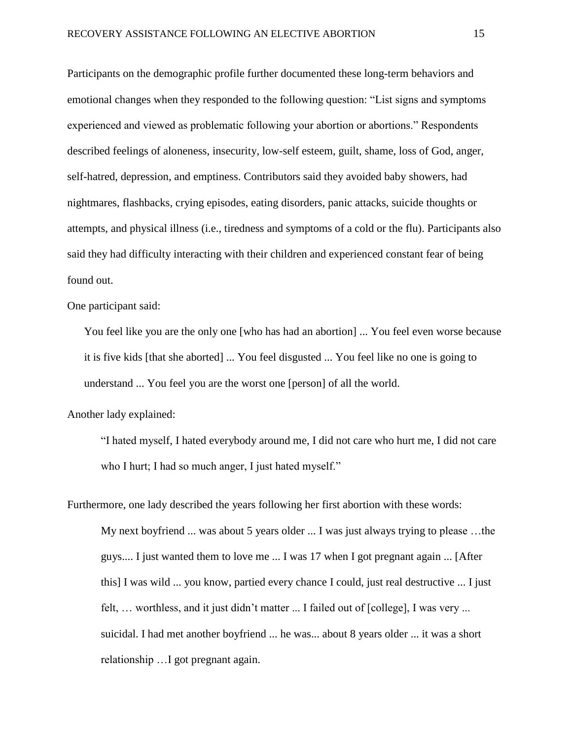Participants on the demographic profile further documented these long-term behaviors and emotional changes when they responded to the following question: “List signs and symptoms experienced and viewed as problematic following your abortion or abortions.” Respondents described feelings of aloneness, insecurity, low-self esteem, guilt, shame, loss of God, anger, self-hatred, depression, and emptiness. Contributors said they avoided baby showers, had nightmares, flashbacks, crying episodes, eating disorders, panic attacks, suicide thoughts or attempts, and physical illness (i.e., tiredness and symptoms of a cold or the flu). Participants also said they had difficulty interacting with their children and experienced constant fear of being found out.

One participant said:

> You feel like you are the only one [who has had an abortion] ... You feel even worse because it is five kids [that she aborted] ... You feel disgusted ... You feel like no one is going to understand ... You feel you are the worst one [person] of all the world.

Another lady explained:

> “I hated myself, I hated everybody around me, I did not care who hurt me, I did not care who I hurt; I had so much anger, I just hated myself.”

Furthermore, one lady described the years following her first abortion with these words:

> My next boyfriend ... was about 5 years older ... I was just always trying to please …the guys.... I just wanted them to love me ... I was 17 when I got pregnant again ... [After this] I was wild ... you know, partied every chance I could, just real destructive ... I just felt, … worthless, and it just didn’t matter ... I failed out of [college], I was very ... suicidal. I had met another boyfriend ... he was... about 8 years older ... it was a short relationship …I got pregnant again.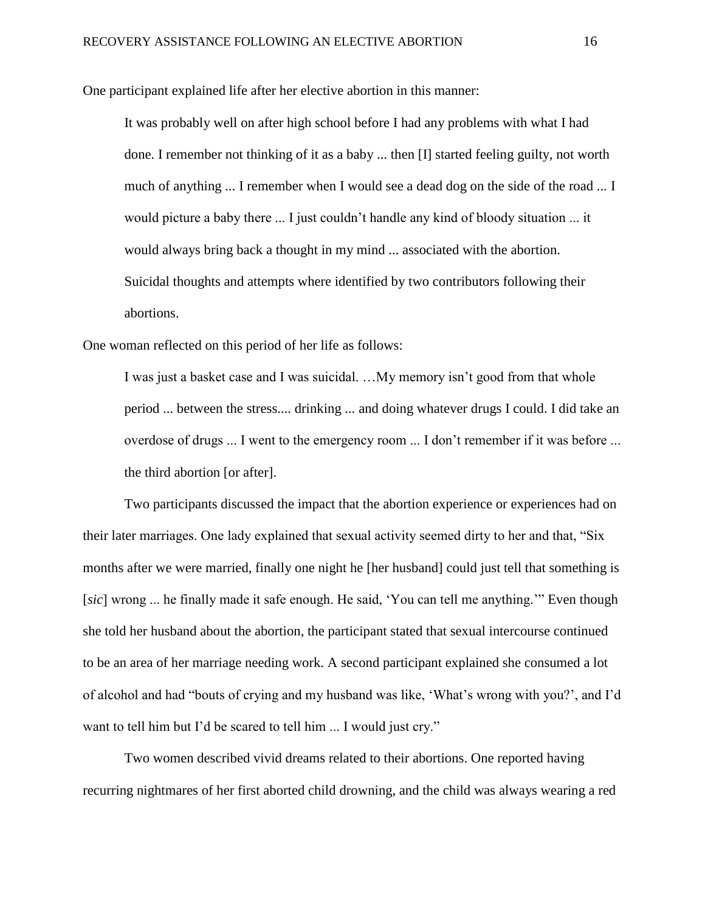One participant explained life after her elective abortion in this manner:

> It was probably well on after high school before I had any problems with what I had done. I remember not thinking of it as a baby ... then [I] started feeling guilty, not worth much of anything ... I remember when I would see a dead dog on the side of the road ... I would picture a baby there ... I just couldn't handle any kind of bloody situation ... it would always bring back a thought in my mind ... associated with the abortion.
>
> Suicidal thoughts and attempts where identified by two contributors following their abortions.

One woman reflected on this period of her life as follows:

> I was just a basket case and I was suicidal. …My memory isn't good from that whole period ... between the stress.... drinking ... and doing whatever drugs I could. I did take an overdose of drugs ... I went to the emergency room ... I don't remember if it was before ... the third abortion [or after].

Two participants discussed the impact that the abortion experience or experiences had on their later marriages. One lady explained that sexual activity seemed dirty to her and that, "Six months after we were married, finally one night he [her husband] could just tell that something is [*sic*] wrong ... he finally made it safe enough. He said, 'You can tell me anything.'" Even though she told her husband about the abortion, the participant stated that sexual intercourse continued to be an area of her marriage needing work. A second participant explained she consumed a lot of alcohol and had "bouts of crying and my husband was like, 'What's wrong with you?', and I'd want to tell him but I'd be scared to tell him ... I would just cry."

Two women described vivid dreams related to their abortions. One reported having recurring nightmares of her first aborted child drowning, and the child was always wearing a red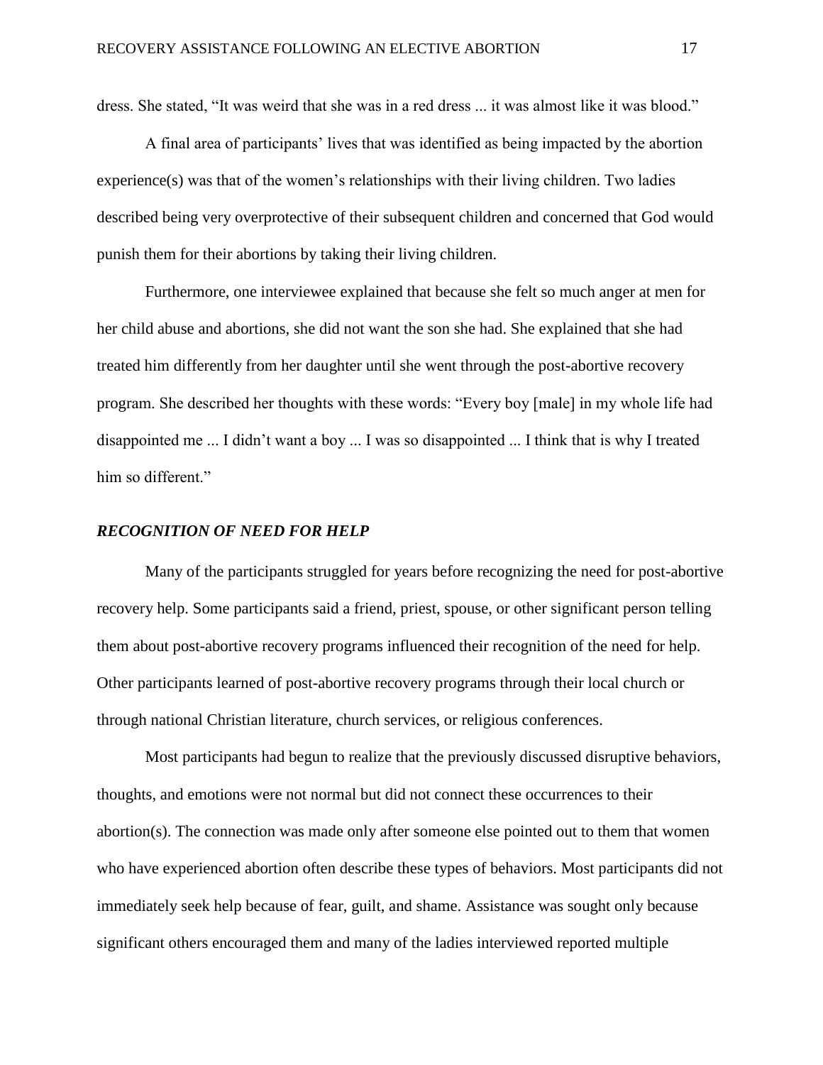dress. She stated, "It was weird that she was in a red dress ... it was almost like it was blood."

A final area of participants' lives that was identified as being impacted by the abortion experience(s) was that of the women's relationships with their living children. Two ladies described being very overprotective of their subsequent children and concerned that God would punish them for their abortions by taking their living children.

Furthermore, one interviewee explained that because she felt so much anger at men for her child abuse and abortions, she did not want the son she had. She explained that she had treated him differently from her daughter until she went through the post-abortive recovery program. She described her thoughts with these words: "Every boy [male] in my whole life had disappointed me ... I didn't want a boy ... I was so disappointed ... I think that is why I treated him so different."

### ***RECOGNITION OF NEED FOR HELP***

Many of the participants struggled for years before recognizing the need for post-abortive recovery help. Some participants said a friend, priest, spouse, or other significant person telling them about post-abortive recovery programs influenced their recognition of the need for help. Other participants learned of post-abortive recovery programs through their local church or through national Christian literature, church services, or religious conferences.

Most participants had begun to realize that the previously discussed disruptive behaviors, thoughts, and emotions were not normal but did not connect these occurrences to their abortion(s). The connection was made only after someone else pointed out to them that women who have experienced abortion often describe these types of behaviors. Most participants did not immediately seek help because of fear, guilt, and shame. Assistance was sought only because significant others encouraged them and many of the ladies interviewed reported multiple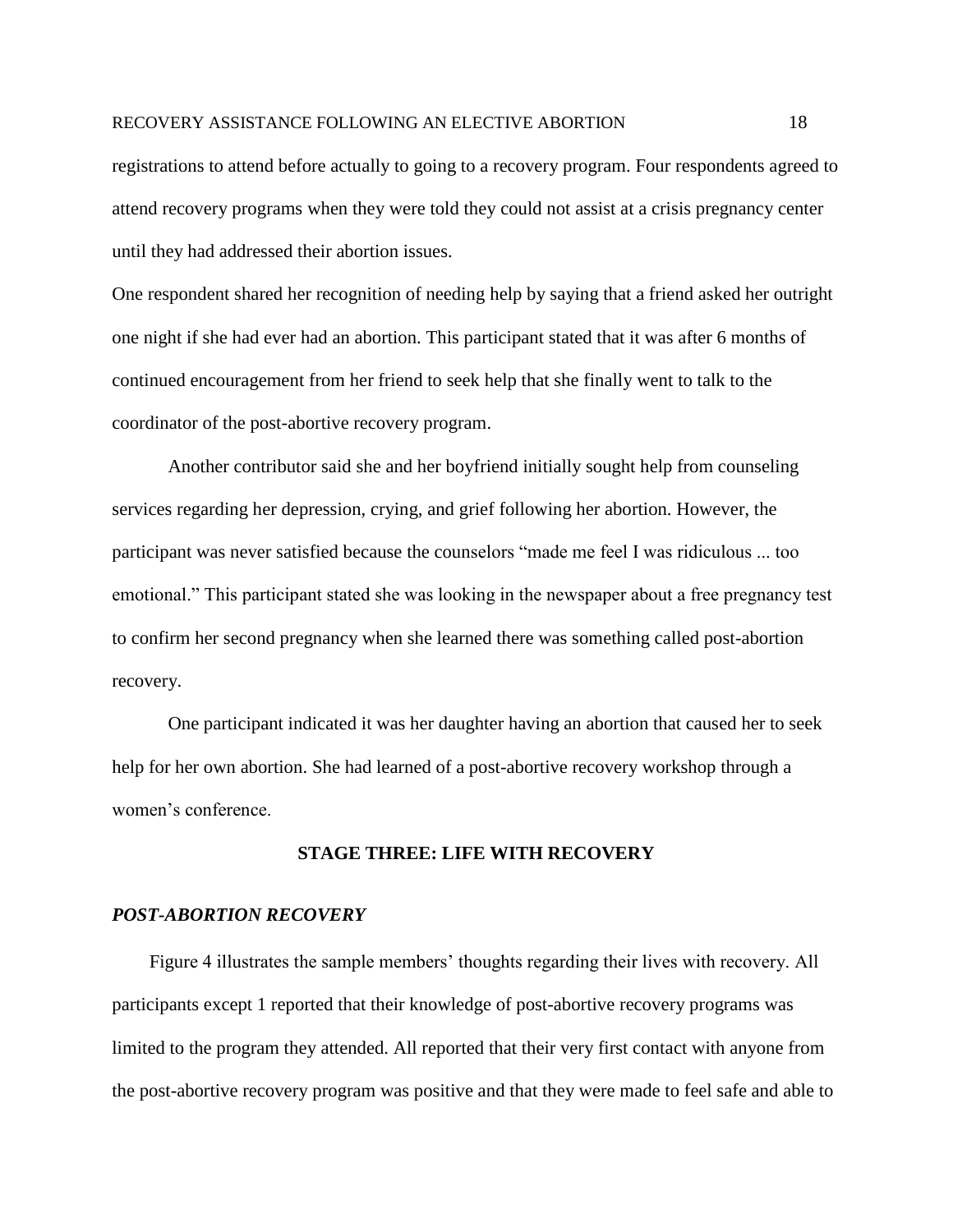registrations to attend before actually to going to a recovery program. Four respondents agreed to attend recovery programs when they were told they could not assist at a crisis pregnancy center until they had addressed their abortion issues.

One respondent shared her recognition of needing help by saying that a friend asked her outright one night if she had ever had an abortion. This participant stated that it was after 6 months of continued encouragement from her friend to seek help that she finally went to talk to the coordinator of the post-abortive recovery program.

Another contributor said she and her boyfriend initially sought help from counseling services regarding her depression, crying, and grief following her abortion. However, the participant was never satisfied because the counselors "made me feel I was ridiculous ... too emotional." This participant stated she was looking in the newspaper about a free pregnancy test to confirm her second pregnancy when she learned there was something called post-abortion recovery.

One participant indicated it was her daughter having an abortion that caused her to seek help for her own abortion. She had learned of a post-abortive recovery workshop through a women's conference.

## STAGE THREE: LIFE WITH RECOVERY

### *POST-ABORTION RECOVERY*

Figure 4 illustrates the sample members' thoughts regarding their lives with recovery. All participants except 1 reported that their knowledge of post-abortive recovery programs was limited to the program they attended. All reported that their very first contact with anyone from the post-abortive recovery program was positive and that they were made to feel safe and able to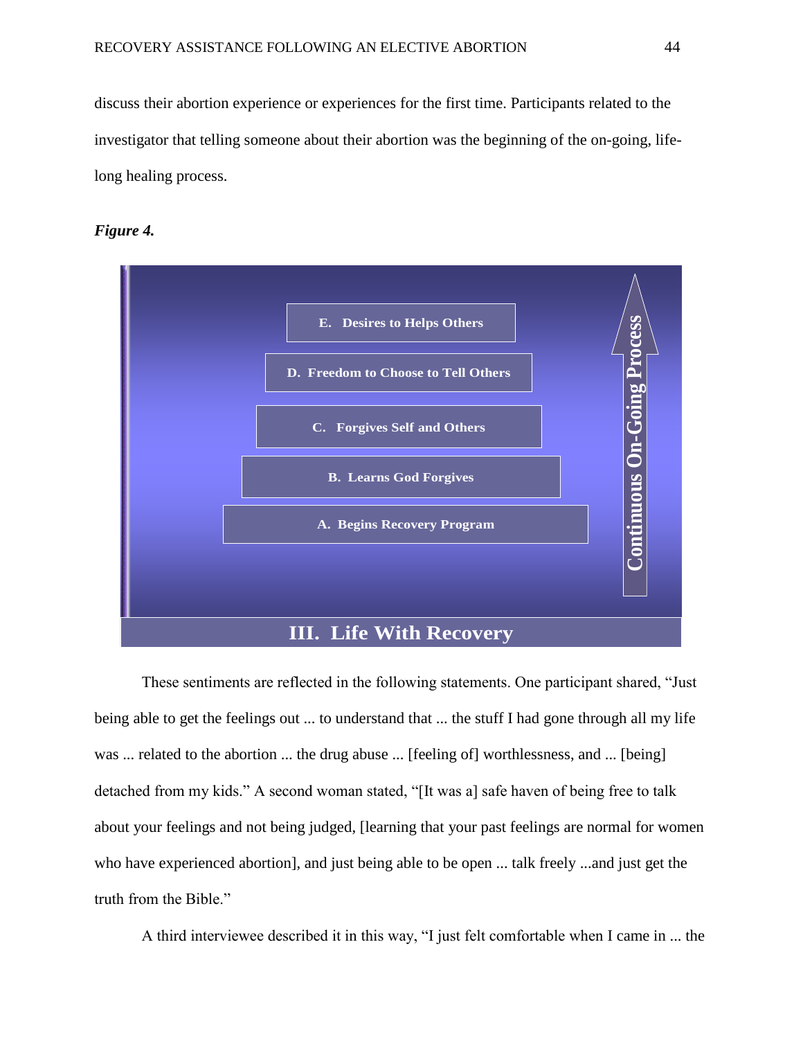discuss their abortion experience or experiences for the first time. Participants related to the investigator that telling someone about their abortion was the beginning of the on-going, life-long healing process.

***Figure 4.***

E. Desires to Helps Others

D. Freedom to Choose to Tell Others

C. Forgives Self and Others

B. Learns God Forgives

A. Begins Recovery Program

Continuous On-Going Process

**III. Life With Recovery**

These sentiments are reflected in the following statements. One participant shared, "Just being able to get the feelings out ... to understand that ... the stuff I had gone through all my life was ... related to the abortion ... the drug abuse ... [feeling of] worthlessness, and ... [being] detached from my kids." A second woman stated, "[It was a] safe haven of being free to talk about your feelings and not being judged, [learning that your past feelings are normal for women who have experienced abortion], and just being able to be open ... talk freely ...and just get the truth from the Bible."

A third interviewee described it in this way, "I just felt comfortable when I came in ... the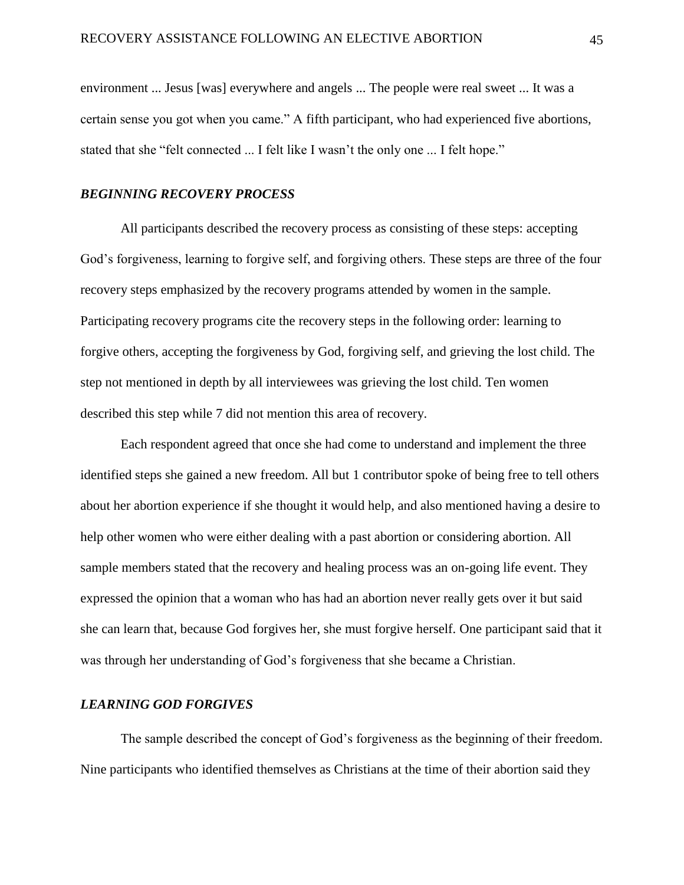environment ... Jesus [was] everywhere and angels ... The people were real sweet ... It was a certain sense you got when you came." A fifth participant, who had experienced five abortions, stated that she "felt connected ... I felt like I wasn't the only one ... I felt hope."

### *BEGINNING RECOVERY PROCESS*

All participants described the recovery process as consisting of these steps: accepting God's forgiveness, learning to forgive self, and forgiving others. These steps are three of the four recovery steps emphasized by the recovery programs attended by women in the sample. Participating recovery programs cite the recovery steps in the following order: learning to forgive others, accepting the forgiveness by God, forgiving self, and grieving the lost child. The step not mentioned in depth by all interviewees was grieving the lost child. Ten women described this step while 7 did not mention this area of recovery.

Each respondent agreed that once she had come to understand and implement the three identified steps she gained a new freedom. All but 1 contributor spoke of being free to tell others about her abortion experience if she thought it would help, and also mentioned having a desire to help other women who were either dealing with a past abortion or considering abortion. All sample members stated that the recovery and healing process was an on-going life event. They expressed the opinion that a woman who has had an abortion never really gets over it but said she can learn that, because God forgives her, she must forgive herself. One participant said that it was through her understanding of God's forgiveness that she became a Christian.

### *LEARNING GOD FORGIVES*

The sample described the concept of God's forgiveness as the beginning of their freedom. Nine participants who identified themselves as Christians at the time of their abortion said they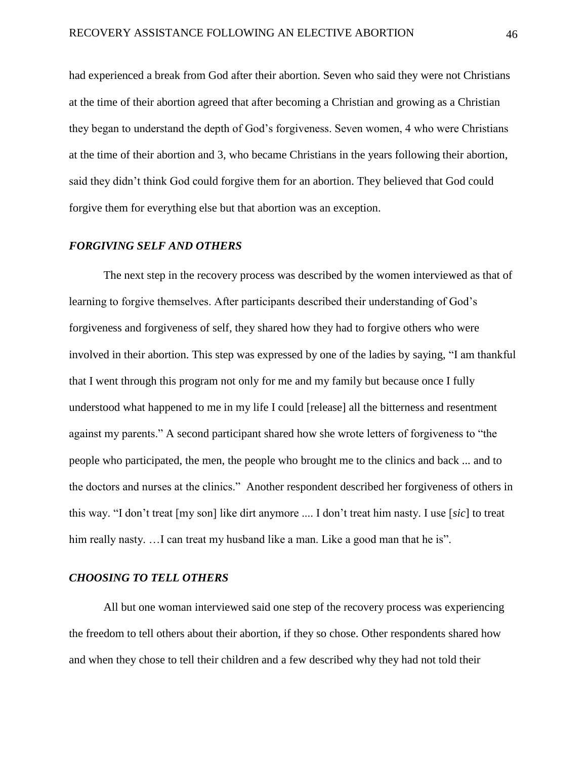had experienced a break from God after their abortion. Seven who said they were not Christians at the time of their abortion agreed that after becoming a Christian and growing as a Christian they began to understand the depth of God's forgiveness. Seven women, 4 who were Christians at the time of their abortion and 3, who became Christians in the years following their abortion, said they didn't think God could forgive them for an abortion. They believed that God could forgive them for everything else but that abortion was an exception.

### *FORGIVING SELF AND OTHERS*

The next step in the recovery process was described by the women interviewed as that of learning to forgive themselves. After participants described their understanding of God's forgiveness and forgiveness of self, they shared how they had to forgive others who were involved in their abortion. This step was expressed by one of the ladies by saying, "I am thankful that I went through this program not only for me and my family but because once I fully understood what happened to me in my life I could [release] all the bitterness and resentment against my parents." A second participant shared how she wrote letters of forgiveness to "the people who participated, the men, the people who brought me to the clinics and back ... and to the doctors and nurses at the clinics." Another respondent described her forgiveness of others in this way. "I don't treat [my son] like dirt anymore .... I don't treat him nasty. I use [*sic*] to treat him really nasty. …I can treat my husband like a man. Like a good man that he is".

### *CHOOSING TO TELL OTHERS*

All but one woman interviewed said one step of the recovery process was experiencing the freedom to tell others about their abortion, if they so chose. Other respondents shared how and when they chose to tell their children and a few described why they had not told their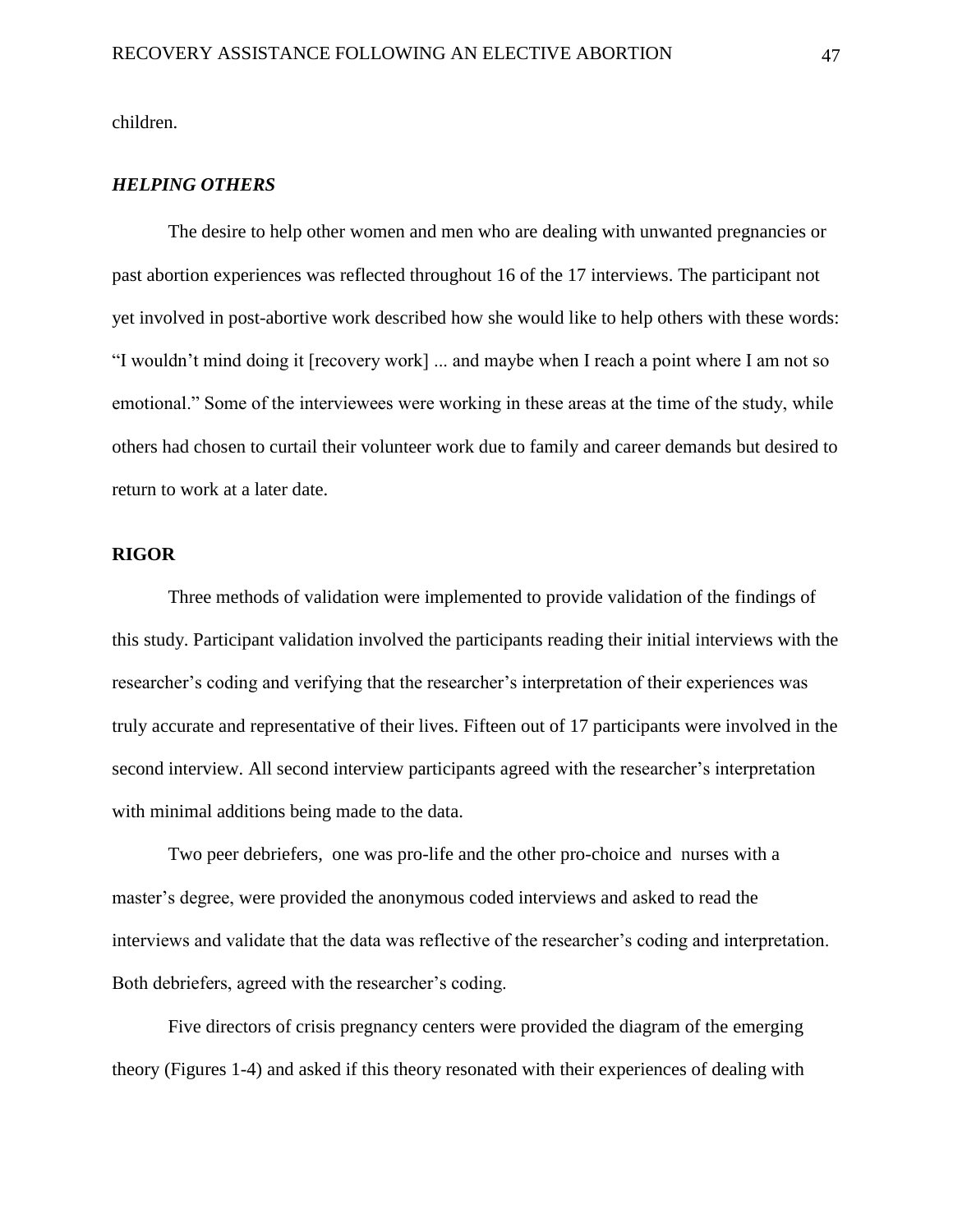children.

### *HELPING OTHERS*

The desire to help other women and men who are dealing with unwanted pregnancies or past abortion experiences was reflected throughout 16 of the 17 interviews. The participant not yet involved in post-abortive work described how she would like to help others with these words: "I wouldn't mind doing it [recovery work] ... and maybe when I reach a point where I am not so emotional." Some of the interviewees were working in these areas at the time of the study, while others had chosen to curtail their volunteer work due to family and career demands but desired to return to work at a later date.

## RIGOR

Three methods of validation were implemented to provide validation of the findings of this study. Participant validation involved the participants reading their initial interviews with the researcher's coding and verifying that the researcher's interpretation of their experiences was truly accurate and representative of their lives. Fifteen out of 17 participants were involved in the second interview. All second interview participants agreed with the researcher's interpretation with minimal additions being made to the data.

Two peer debriefers, one was pro-life and the other pro-choice and nurses with a master's degree, were provided the anonymous coded interviews and asked to read the interviews and validate that the data was reflective of the researcher's coding and interpretation. Both debriefers, agreed with the researcher's coding.

Five directors of crisis pregnancy centers were provided the diagram of the emerging theory (Figures 1-4) and asked if this theory resonated with their experiences of dealing with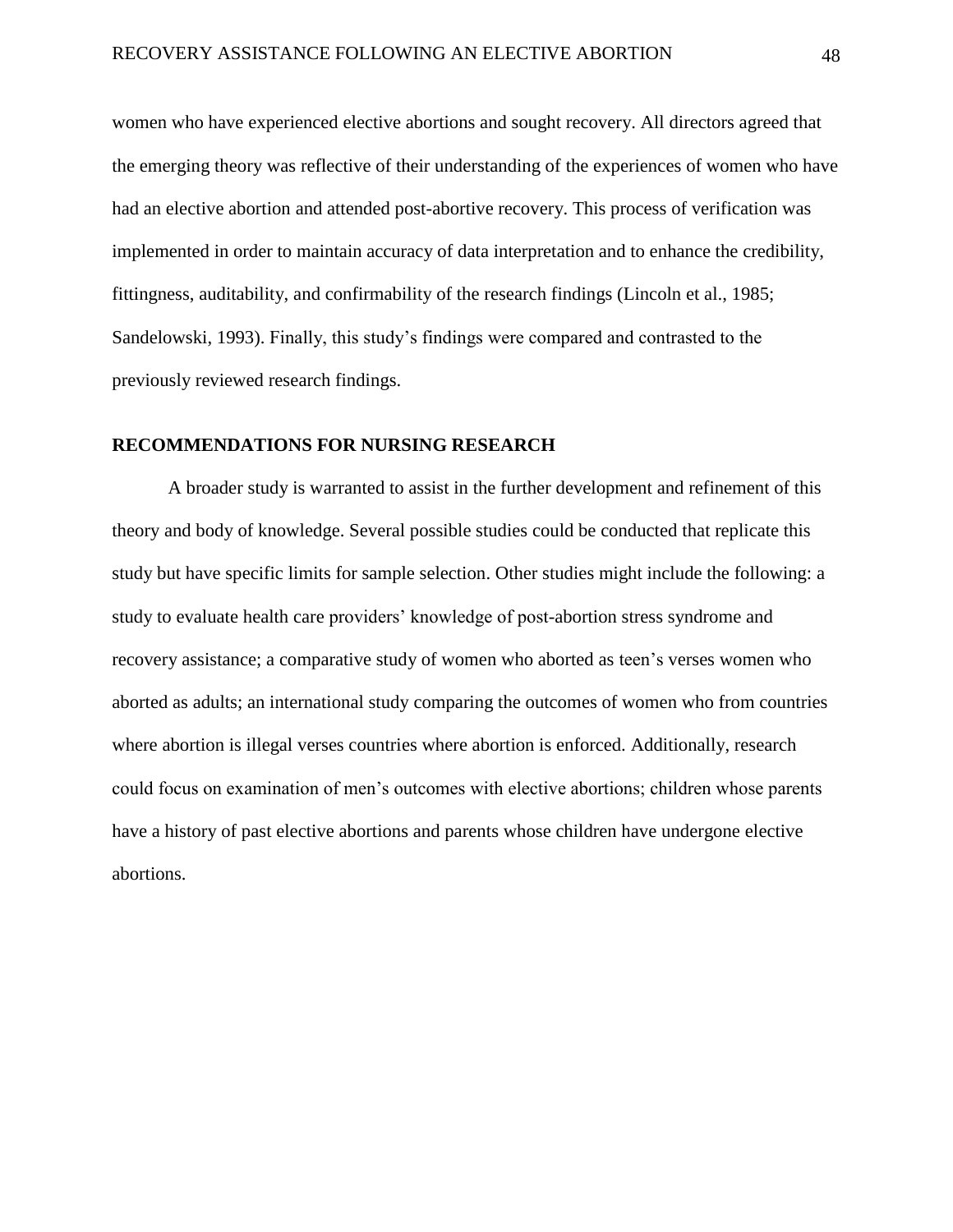women who have experienced elective abortions and sought recovery. All directors agreed that the emerging theory was reflective of their understanding of the experiences of women who have had an elective abortion and attended post-abortive recovery. This process of verification was implemented in order to maintain accuracy of data interpretation and to enhance the credibility, fittingness, auditability, and confirmability of the research findings (Lincoln et al., 1985; Sandelowski, 1993). Finally, this study's findings were compared and contrasted to the previously reviewed research findings.

## RECOMMENDATIONS FOR NURSING RESEARCH

A broader study is warranted to assist in the further development and refinement of this theory and body of knowledge. Several possible studies could be conducted that replicate this study but have specific limits for sample selection. Other studies might include the following: a study to evaluate health care providers' knowledge of post-abortion stress syndrome and recovery assistance; a comparative study of women who aborted as teen's verses women who aborted as adults; an international study comparing the outcomes of women who from countries where abortion is illegal verses countries where abortion is enforced. Additionally, research could focus on examination of men's outcomes with elective abortions; children whose parents have a history of past elective abortions and parents whose children have undergone elective abortions.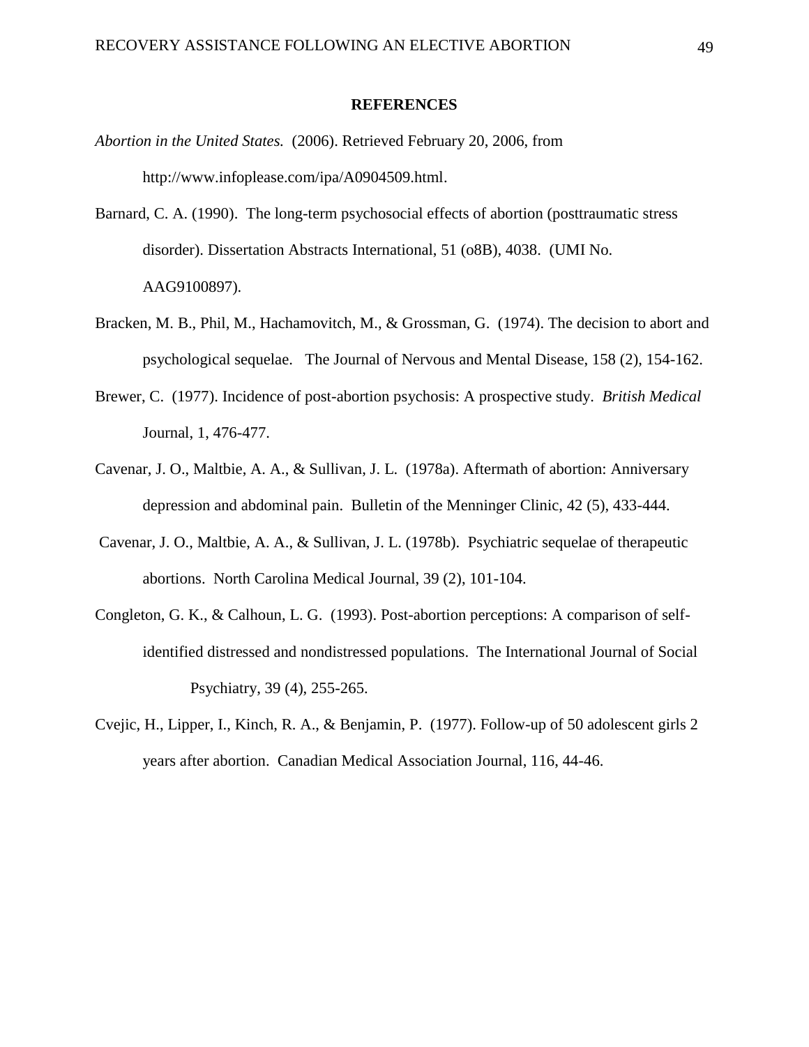## REFERENCES

*Abortion in the United States.* (2006). Retrieved February 20, 2006, from http://www.infoplease.com/ipa/A0904509.html.

Barnard, C. A. (1990). The long-term psychosocial effects of abortion (posttraumatic stress disorder). Dissertation Abstracts International, 51 (o8B), 4038. (UMI No. AAG9100897).

Bracken, M. B., Phil, M., Hachamovitch, M., & Grossman, G. (1974). The decision to abort and psychological sequelae. The Journal of Nervous and Mental Disease, 158 (2), 154-162.

Brewer, C. (1977). Incidence of post-abortion psychosis: A prospective study. *British Medical* Journal, 1, 476-477.

Cavenar, J. O., Maltbie, A. A., & Sullivan, J. L. (1978a). Aftermath of abortion: Anniversary depression and abdominal pain. Bulletin of the Menninger Clinic, 42 (5), 433-444.

Cavenar, J. O., Maltbie, A. A., & Sullivan, J. L. (1978b). Psychiatric sequelae of therapeutic abortions. North Carolina Medical Journal, 39 (2), 101-104.

Congleton, G. K., & Calhoun, L. G. (1993). Post-abortion perceptions: A comparison of self-identified distressed and nondistressed populations. The International Journal of Social Psychiatry, 39 (4), 255-265.

Cvejic, H., Lipper, I., Kinch, R. A., & Benjamin, P. (1977). Follow-up of 50 adolescent girls 2 years after abortion. Canadian Medical Association Journal, 116, 44-46.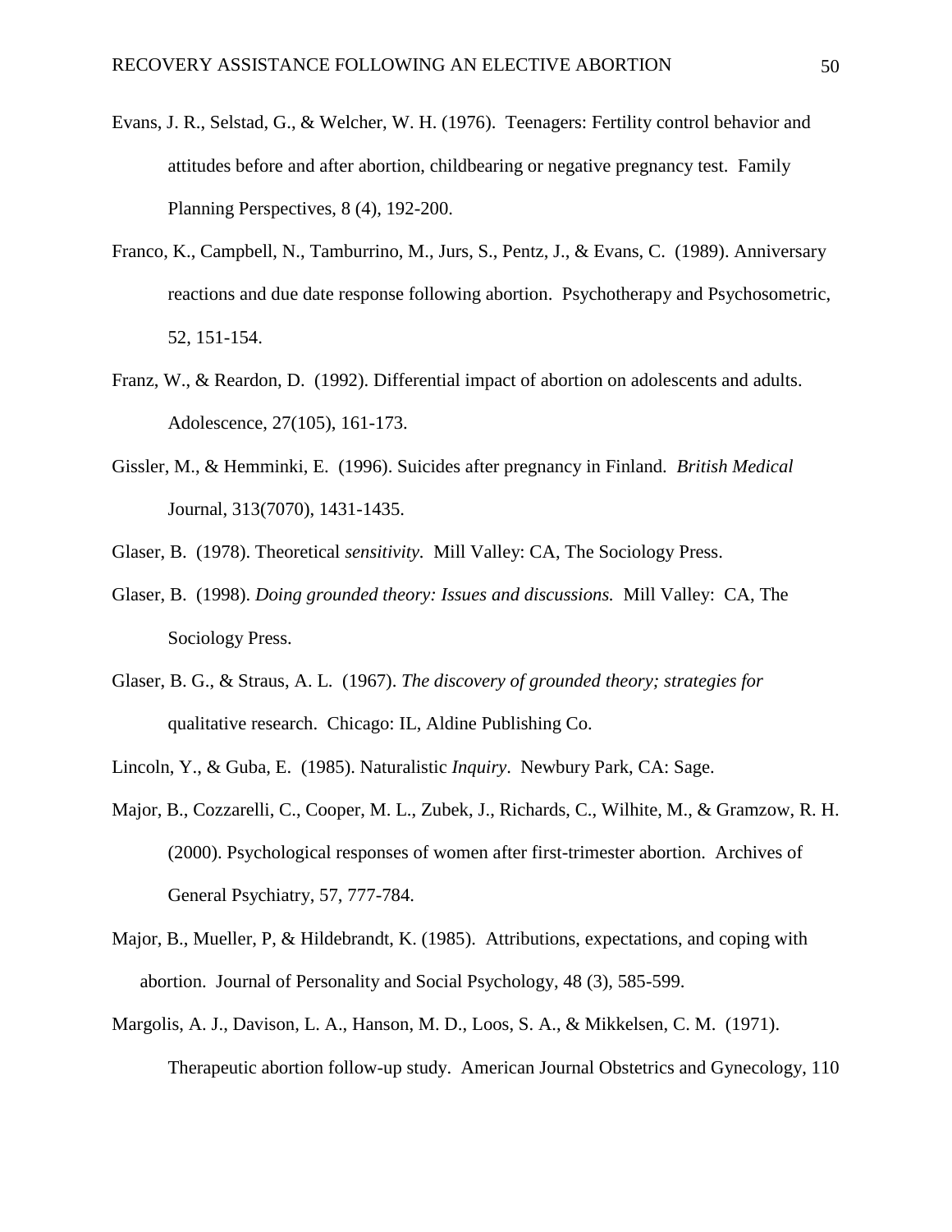Evans, J. R., Selstad, G., & Welcher, W. H. (1976). Teenagers: Fertility control behavior and attitudes before and after abortion, childbearing or negative pregnancy test. Family Planning Perspectives, 8 (4), 192-200.

Franco, K., Campbell, N., Tamburrino, M., Jurs, S., Pentz, J., & Evans, C. (1989). Anniversary reactions and due date response following abortion. Psychotherapy and Psychosometric, 52, 151-154.

Franz, W., & Reardon, D. (1992). Differential impact of abortion on adolescents and adults. Adolescence, 27(105), 161-173.

Gissler, M., & Hemminki, E. (1996). Suicides after pregnancy in Finland. *British Medical* Journal, 313(7070), 1431-1435.

Glaser, B. (1978). Theoretical *sensitivity*. Mill Valley: CA, The Sociology Press.

Glaser, B. (1998). *Doing grounded theory: Issues and discussions.* Mill Valley: CA, The Sociology Press.

Glaser, B. G., & Straus, A. L. (1967). *The discovery of grounded theory; strategies for* qualitative research. Chicago: IL, Aldine Publishing Co.

Lincoln, Y., & Guba, E. (1985). Naturalistic *Inquiry*. Newbury Park, CA: Sage.

Major, B., Cozzarelli, C., Cooper, M. L., Zubek, J., Richards, C., Wilhite, M., & Gramzow, R. H. (2000). Psychological responses of women after first-trimester abortion. Archives of General Psychiatry, 57, 777-784.

Major, B., Mueller, P, & Hildebrandt, K. (1985). Attributions, expectations, and coping with abortion. Journal of Personality and Social Psychology, 48 (3), 585-599.

Margolis, A. J., Davison, L. A., Hanson, M. D., Loos, S. A., & Mikkelsen, C. M. (1971). Therapeutic abortion follow-up study. American Journal Obstetrics and Gynecology, 110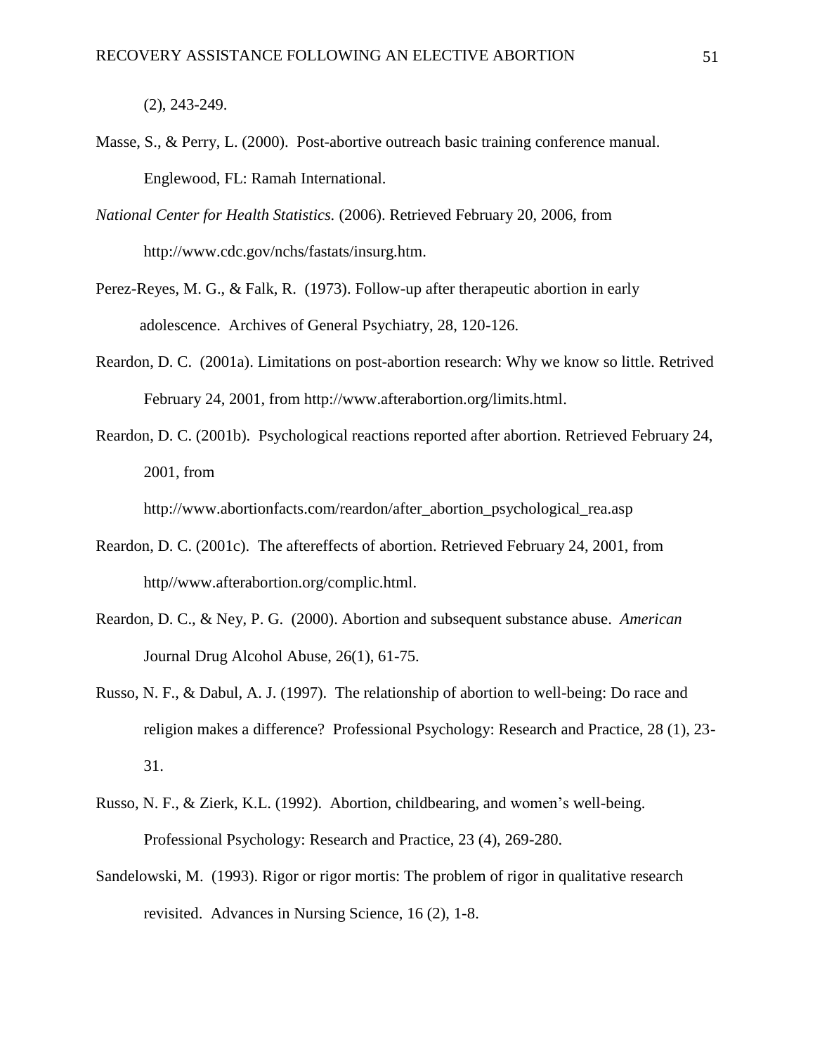(2), 243-249.

Masse, S., & Perry, L. (2000). Post-abortive outreach basic training conference manual. Englewood, FL: Ramah International.

*National Center for Health Statistics.* (2006). Retrieved February 20, 2006, from http://www.cdc.gov/nchs/fastats/insurg.htm.

Perez-Reyes, M. G., & Falk, R. (1973). Follow-up after therapeutic abortion in early adolescence. Archives of General Psychiatry, 28, 120-126.

Reardon, D. C. (2001a). Limitations on post-abortion research: Why we know so little. Retrived February 24, 2001, from http://www.afterabortion.org/limits.html.

Reardon, D. C. (2001b). Psychological reactions reported after abortion. Retrieved February 24, 2001, from http://www.abortionfacts.com/reardon/after_abortion_psychological_rea.asp

Reardon, D. C. (2001c). The aftereffects of abortion. Retrieved February 24, 2001, from http//www.afterabortion.org/complic.html.

Reardon, D. C., & Ney, P. G. (2000). Abortion and subsequent substance abuse. *American* Journal Drug Alcohol Abuse, 26(1), 61-75.

Russo, N. F., & Dabul, A. J. (1997). The relationship of abortion to well-being: Do race and religion makes a difference? Professional Psychology: Research and Practice, 28 (1), 23-31.

Russo, N. F., & Zierk, K.L. (1992). Abortion, childbearing, and women's well-being. Professional Psychology: Research and Practice, 23 (4), 269-280.

Sandelowski, M. (1993). Rigor or rigor mortis: The problem of rigor in qualitative research revisited. Advances in Nursing Science, 16 (2), 1-8.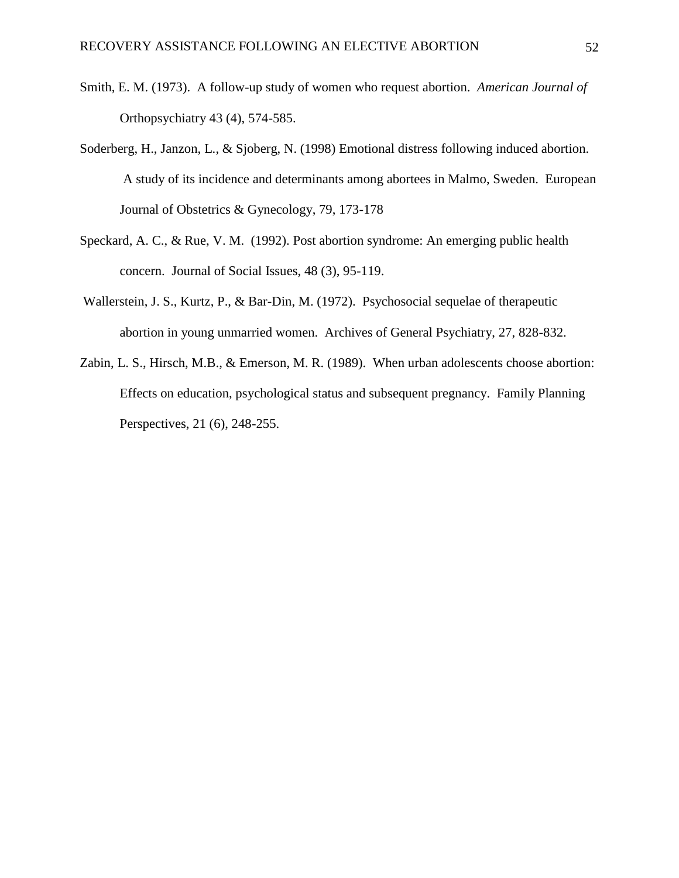Smith, E. M. (1973). A follow-up study of women who request abortion. *American Journal of* Orthopsychiatry 43 (4), 574-585.

Soderberg, H., Janzon, L., & Sjoberg, N. (1998) Emotional distress following induced abortion. A study of its incidence and determinants among abortees in Malmo, Sweden. European Journal of Obstetrics & Gynecology, 79, 173-178

Speckard, A. C., & Rue, V. M. (1992). Post abortion syndrome: An emerging public health concern. Journal of Social Issues, 48 (3), 95-119.

Wallerstein, J. S., Kurtz, P., & Bar-Din, M. (1972). Psychosocial sequelae of therapeutic abortion in young unmarried women. Archives of General Psychiatry, 27, 828-832.

Zabin, L. S., Hirsch, M.B., & Emerson, M. R. (1989). When urban adolescents choose abortion: Effects on education, psychological status and subsequent pregnancy. Family Planning Perspectives, 21 (6), 248-255.